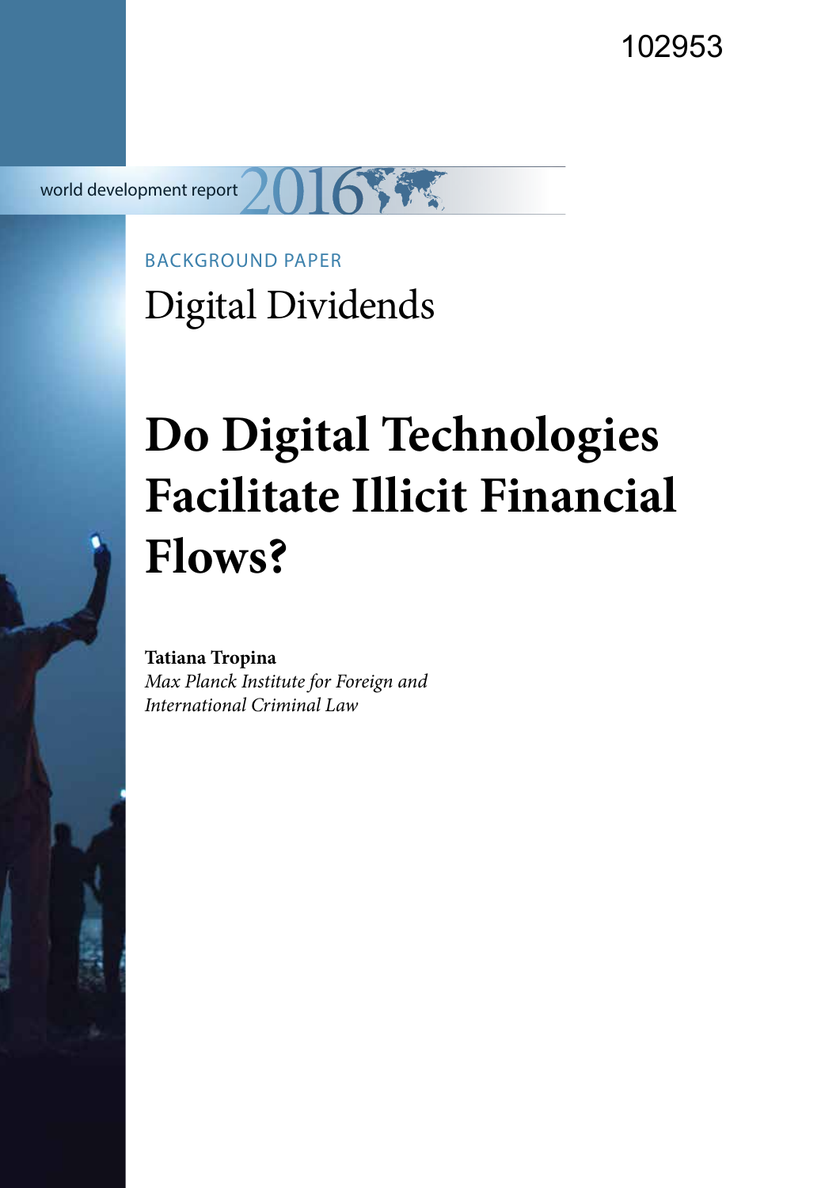102953

world development report 2016

BACKGROUND PAPER

Digital Dividends

# Do Digital Technologies Facilitate Illicit Financial Flows?

**Tatiana Tropina**

*Max Planck Institute for Foreign and International Criminal Law*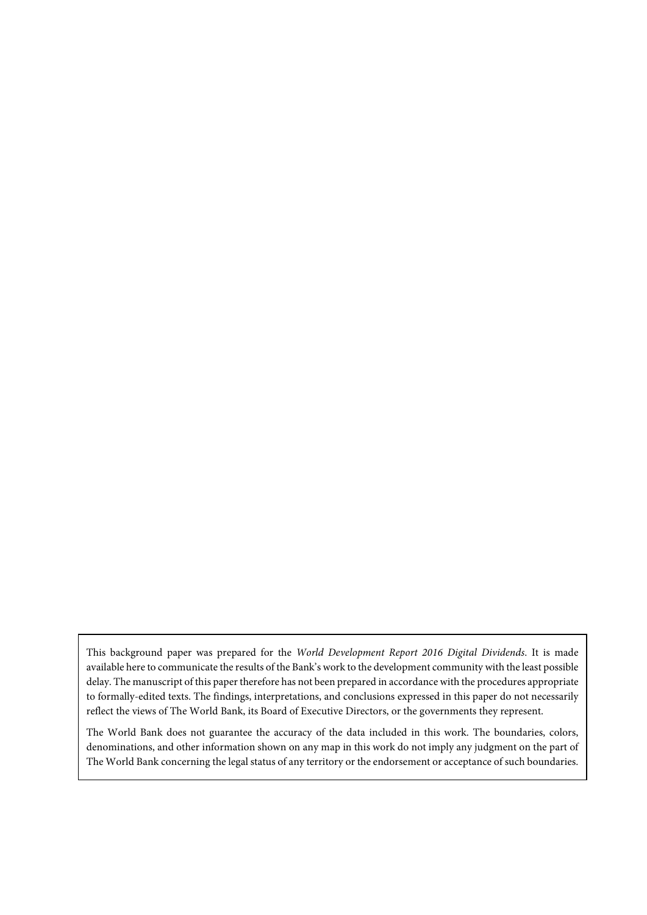This background paper was prepared for the *World Development Report 2016 Digital Dividends*. It is made available here to communicate the results of the Bank's work to the development community with the least possible delay. The manuscript of this paper therefore has not been prepared in accordance with the procedures appropriate to formally-edited texts. The findings, interpretations, and conclusions expressed in this paper do not necessarily reflect the views of The World Bank, its Board of Executive Directors, or the governments they represent.

The World Bank does not guarantee the accuracy of the data included in this work. The boundaries, colors, denominations, and other information shown on any map in this work do not imply any judgment on the part of The World Bank concerning the legal status of any territory or the endorsement or acceptance of such boundaries.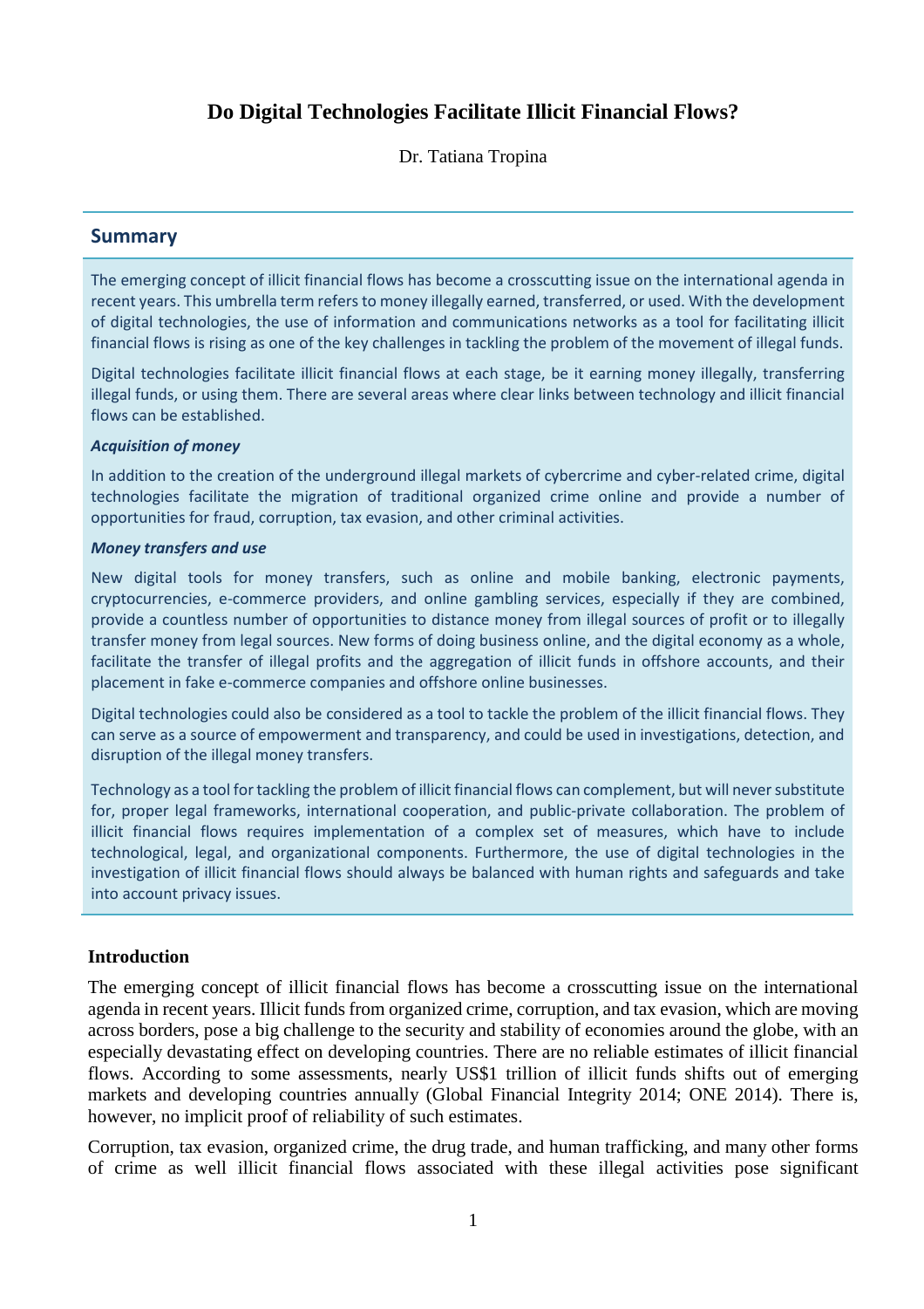# Do Digital Technologies Facilitate Illicit Financial Flows?

Dr. Tatiana Tropina

## Summary

The emerging concept of illicit financial flows has become a crosscutting issue on the international agenda in recent years. This umbrella term refers to money illegally earned, transferred, or used. With the development of digital technologies, the use of information and communications networks as a tool for facilitating illicit financial flows is rising as one of the key challenges in tackling the problem of the movement of illegal funds.

Digital technologies facilitate illicit financial flows at each stage, be it earning money illegally, transferring illegal funds, or using them. There are several areas where clear links between technology and illicit financial flows can be established.

***Acquisition of money***

In addition to the creation of the underground illegal markets of cybercrime and cyber-related crime, digital technologies facilitate the migration of traditional organized crime online and provide a number of opportunities for fraud, corruption, tax evasion, and other criminal activities.

***Money transfers and use***

New digital tools for money transfers, such as online and mobile banking, electronic payments, cryptocurrencies, e-commerce providers, and online gambling services, especially if they are combined, provide a countless number of opportunities to distance money from illegal sources of profit or to illegally transfer money from legal sources. New forms of doing business online, and the digital economy as a whole, facilitate the transfer of illegal profits and the aggregation of illicit funds in offshore accounts, and their placement in fake e-commerce companies and offshore online businesses.

Digital technologies could also be considered as a tool to tackle the problem of the illicit financial flows. They can serve as a source of empowerment and transparency, and could be used in investigations, detection, and disruption of the illegal money transfers.

Technology as a tool for tackling the problem of illicit financial flows can complement, but will never substitute for, proper legal frameworks, international cooperation, and public-private collaboration. The problem of illicit financial flows requires implementation of a complex set of measures, which have to include technological, legal, and organizational components. Furthermore, the use of digital technologies in the investigation of illicit financial flows should always be balanced with human rights and safeguards and take into account privacy issues.

## Introduction

The emerging concept of illicit financial flows has become a crosscutting issue on the international agenda in recent years. Illicit funds from organized crime, corruption, and tax evasion, which are moving across borders, pose a big challenge to the security and stability of economies around the globe, with an especially devastating effect on developing countries. There are no reliable estimates of illicit financial flows. According to some assessments, nearly US$1 trillion of illicit funds shifts out of emerging markets and developing countries annually (Global Financial Integrity 2014; ONE 2014). There is, however, no implicit proof of reliability of such estimates.

Corruption, tax evasion, organized crime, the drug trade, and human trafficking, and many other forms of crime as well illicit financial flows associated with these illegal activities pose significant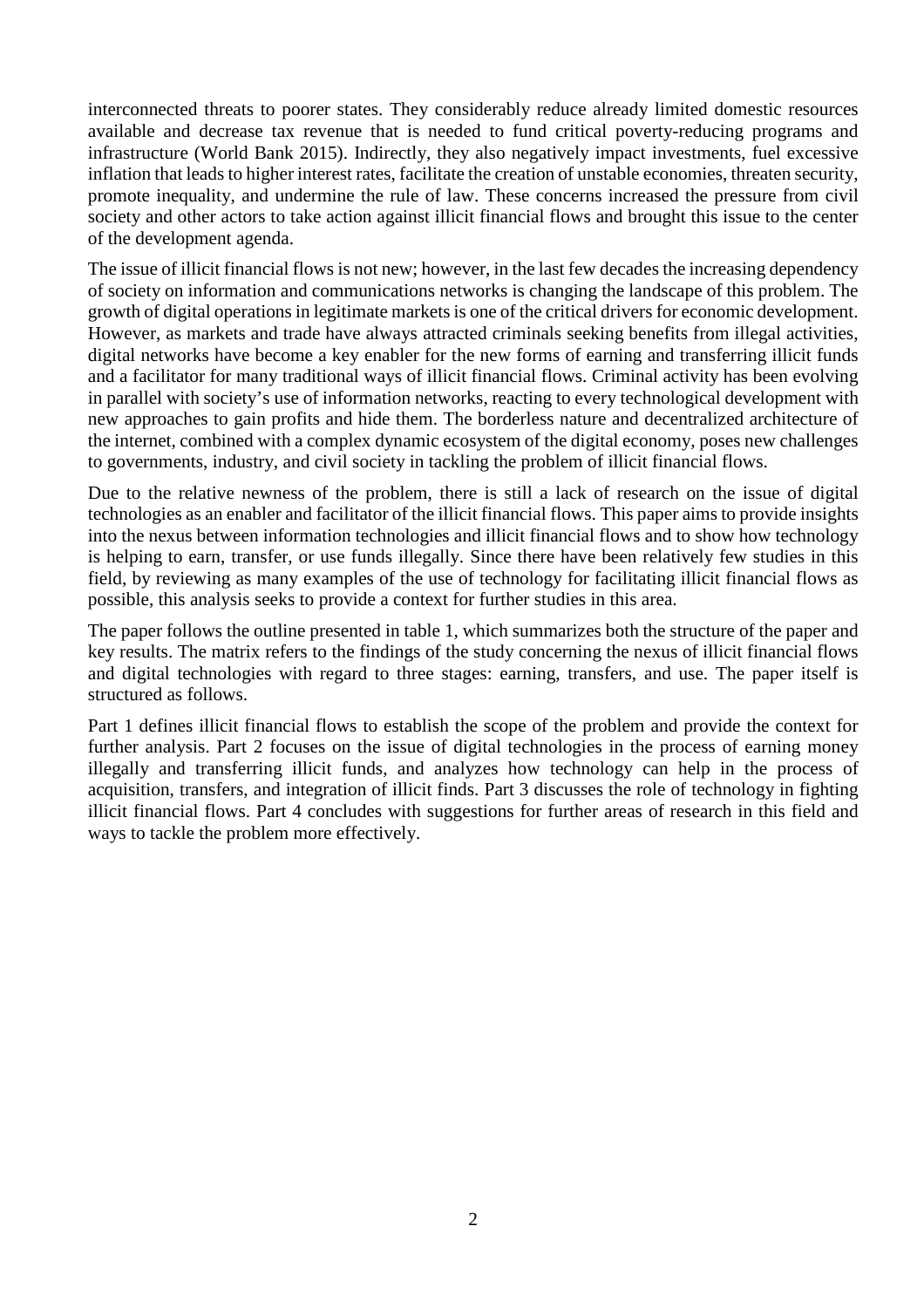interconnected threats to poorer states. They considerably reduce already limited domestic resources available and decrease tax revenue that is needed to fund critical poverty-reducing programs and infrastructure (World Bank 2015). Indirectly, they also negatively impact investments, fuel excessive inflation that leads to higher interest rates, facilitate the creation of unstable economies, threaten security, promote inequality, and undermine the rule of law. These concerns increased the pressure from civil society and other actors to take action against illicit financial flows and brought this issue to the center of the development agenda.

The issue of illicit financial flows is not new; however, in the last few decades the increasing dependency of society on information and communications networks is changing the landscape of this problem. The growth of digital operations in legitimate markets is one of the critical drivers for economic development. However, as markets and trade have always attracted criminals seeking benefits from illegal activities, digital networks have become a key enabler for the new forms of earning and transferring illicit funds and a facilitator for many traditional ways of illicit financial flows. Criminal activity has been evolving in parallel with society's use of information networks, reacting to every technological development with new approaches to gain profits and hide them. The borderless nature and decentralized architecture of the internet, combined with a complex dynamic ecosystem of the digital economy, poses new challenges to governments, industry, and civil society in tackling the problem of illicit financial flows.

Due to the relative newness of the problem, there is still a lack of research on the issue of digital technologies as an enabler and facilitator of the illicit financial flows. This paper aims to provide insights into the nexus between information technologies and illicit financial flows and to show how technology is helping to earn, transfer, or use funds illegally. Since there have been relatively few studies in this field, by reviewing as many examples of the use of technology for facilitating illicit financial flows as possible, this analysis seeks to provide a context for further studies in this area.

The paper follows the outline presented in table 1, which summarizes both the structure of the paper and key results. The matrix refers to the findings of the study concerning the nexus of illicit financial flows and digital technologies with regard to three stages: earning, transfers, and use. The paper itself is structured as follows.

Part 1 defines illicit financial flows to establish the scope of the problem and provide the context for further analysis. Part 2 focuses on the issue of digital technologies in the process of earning money illegally and transferring illicit funds, and analyzes how technology can help in the process of acquisition, transfers, and integration of illicit finds. Part 3 discusses the role of technology in fighting illicit financial flows. Part 4 concludes with suggestions for further areas of research in this field and ways to tackle the problem more effectively.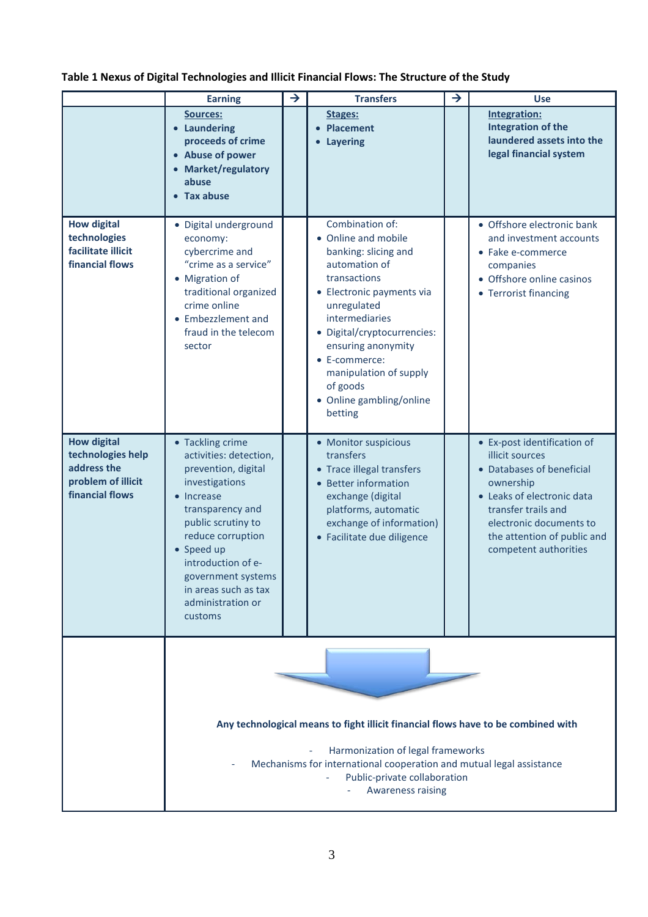**Table 1 Nexus of Digital Technologies and Illicit Financial Flows: The Structure of the Study**

| | Earning | → | Transfers | → | Use |
|---|---|---|---|---|---|
| | **Sources:**<br>• **Laundering proceeds of crime**<br>• **Abuse of power**<br>• **Market/regulatory abuse**<br>• **Tax abuse** | | **Stages:**<br>• **Placement**<br>• **Layering** | | **Integration:**<br>**Integration of the laundered assets into the legal financial system** |
| **How digital technologies facilitate illicit financial flows** | • Digital underground economy: cybercrime and "crime as a service"<br>• Migration of traditional organized crime online<br>• Embezzlement and fraud in the telecom sector | | Combination of:<br>• Online and mobile banking: slicing and automation of transactions<br>• Electronic payments via unregulated intermediaries<br>• Digital/cryptocurrencies: ensuring anonymity<br>• E-commerce: manipulation of supply of goods<br>• Online gambling/online betting | | • Offshore electronic bank and investment accounts<br>• Fake e-commerce companies<br>• Offshore online casinos<br>• Terrorist financing |
| **How digital technologies help address the problem of illicit financial flows** | • Tackling crime activities: detection, prevention, digital investigations<br>• Increase transparency and public scrutiny to reduce corruption<br>• Speed up introduction of e-government systems in areas such as tax administration or customs | | • Monitor suspicious transfers<br>• Trace illegal transfers<br>• Better information exchange (digital platforms, automatic exchange of information)<br>• Facilitate due diligence | | • Ex-post identification of illicit sources<br>• Databases of beneficial ownership<br>• Leaks of electronic data transfer trails and electronic documents to the attention of public and competent authorities |
| | **Any technological means to fight illicit financial flows have to be combined with**<br>- Harmonization of legal frameworks<br>- Mechanisms for international cooperation and mutual legal assistance<br>- Public-private collaboration<br>- Awareness raising | | | | |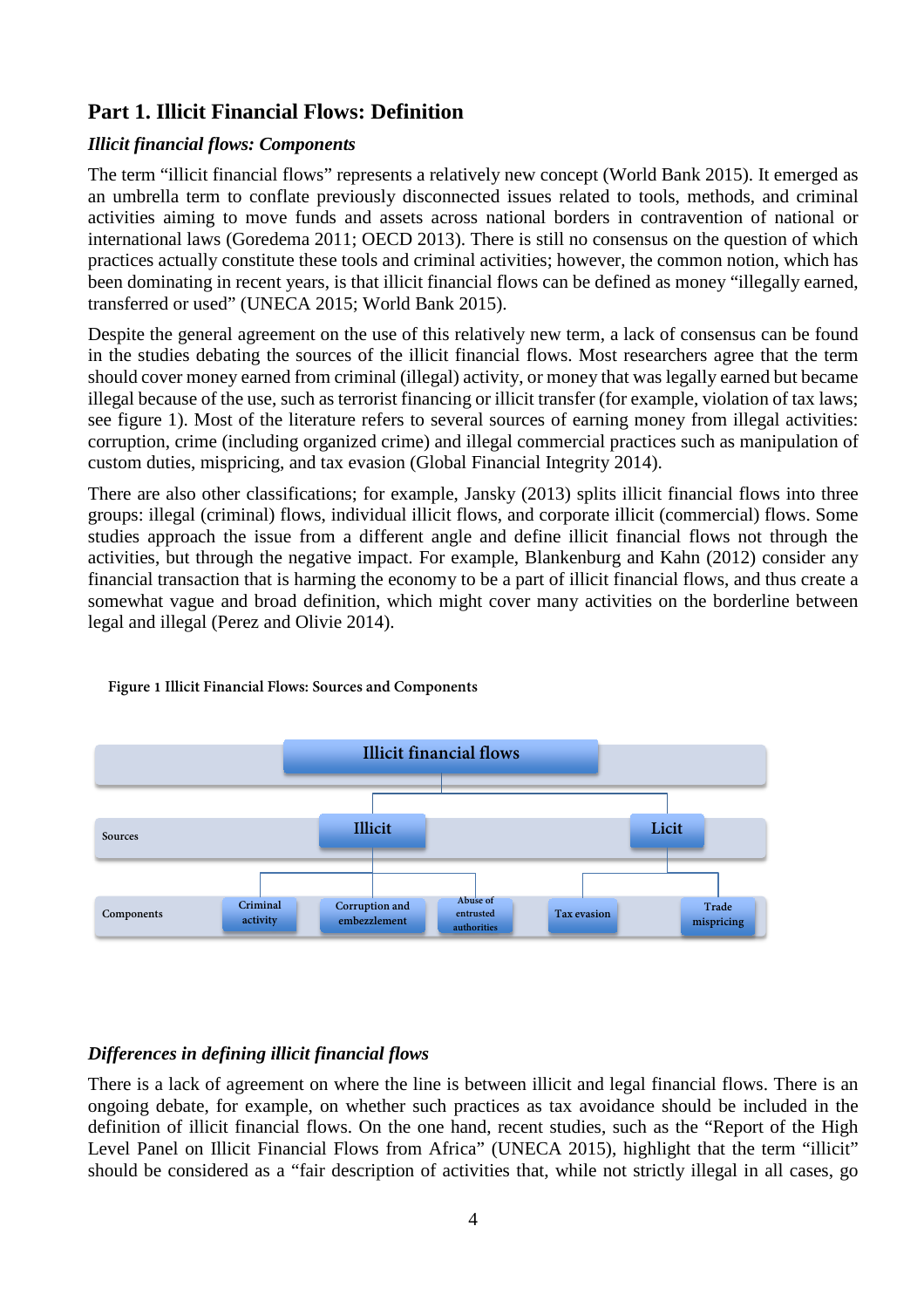## Part 1. Illicit Financial Flows: Definition

### *Illicit financial flows: Components*

The term "illicit financial flows" represents a relatively new concept (World Bank 2015). It emerged as an umbrella term to conflate previously disconnected issues related to tools, methods, and criminal activities aiming to move funds and assets across national borders in contravention of national or international laws (Goredema 2011; OECD 2013). There is still no consensus on the question of which practices actually constitute these tools and criminal activities; however, the common notion, which has been dominating in recent years, is that illicit financial flows can be defined as money "illegally earned, transferred or used" (UNECA 2015; World Bank 2015).

Despite the general agreement on the use of this relatively new term, a lack of consensus can be found in the studies debating the sources of the illicit financial flows. Most researchers agree that the term should cover money earned from criminal (illegal) activity, or money that was legally earned but became illegal because of the use, such as terrorist financing or illicit transfer (for example, violation of tax laws; see figure 1). Most of the literature refers to several sources of earning money from illegal activities: corruption, crime (including organized crime) and illegal commercial practices such as manipulation of custom duties, mispricing, and tax evasion (Global Financial Integrity 2014).

There are also other classifications; for example, Jansky (2013) splits illicit financial flows into three groups: illegal (criminal) flows, individual illicit flows, and corporate illicit (commercial) flows. Some studies approach the issue from a different angle and define illicit financial flows not through the activities, but through the negative impact. For example, Blankenburg and Kahn (2012) consider any financial transaction that is harming the economy to be a part of illicit financial flows, and thus create a somewhat vague and broad definition, which might cover many activities on the borderline between legal and illegal (Perez and Olivie 2014).

Figure 1 Illicit Financial Flows: Sources and Components

- **Illicit financial flows**
  - Sources: **Illicit**
    - Components: Criminal activity; Corruption and embezzlement; Abuse of entrusted authorities
  - Sources: **Licit**
    - Components: Tax evasion; Trade mispricing

### *Differences in defining illicit financial flows*

There is a lack of agreement on where the line is between illicit and legal financial flows. There is an ongoing debate, for example, on whether such practices as tax avoidance should be included in the definition of illicit financial flows. On the one hand, recent studies, such as the "Report of the High Level Panel on Illicit Financial Flows from Africa" (UNECA 2015), highlight that the term "illicit" should be considered as a "fair description of activities that, while not strictly illegal in all cases, go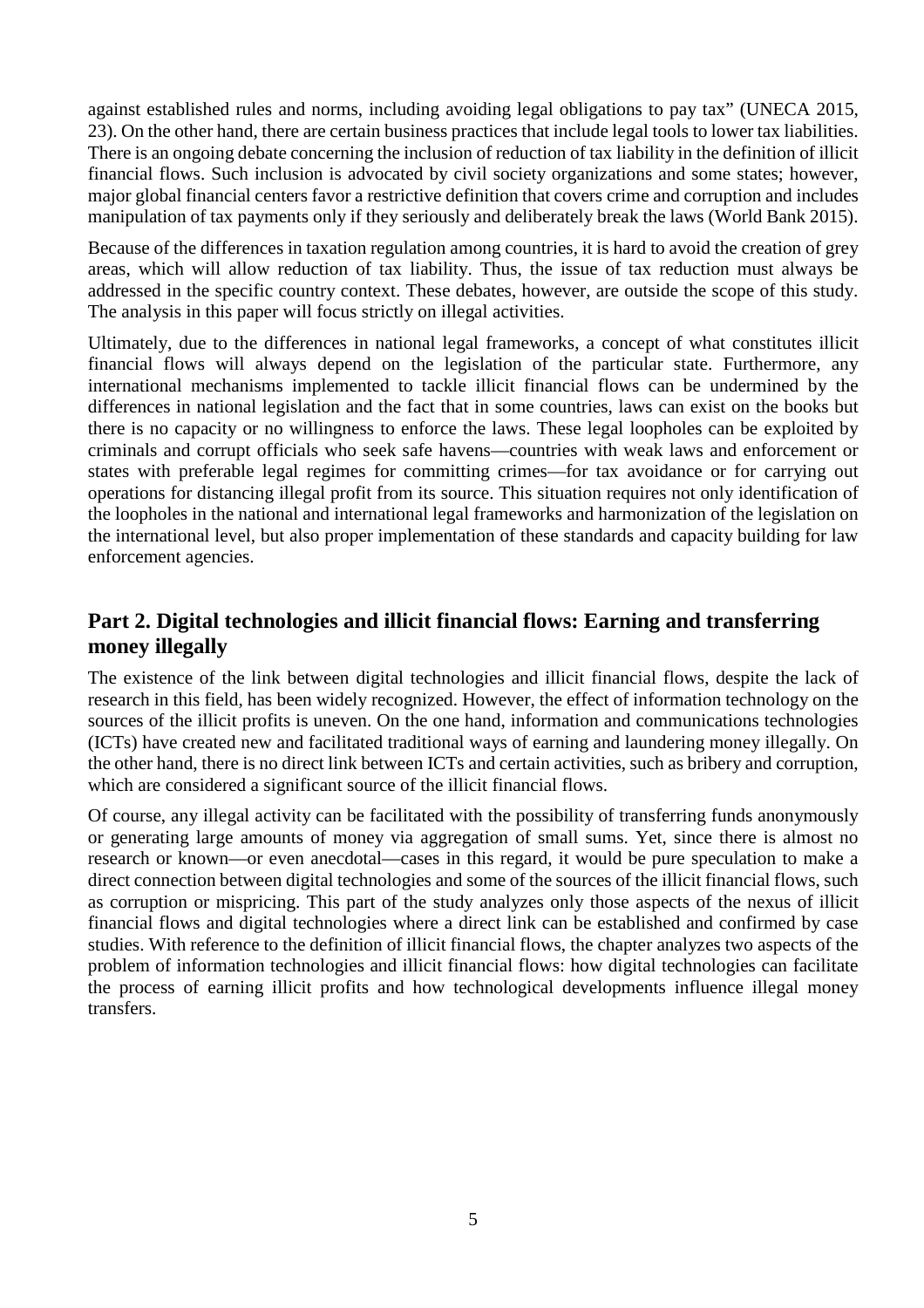against established rules and norms, including avoiding legal obligations to pay tax" (UNECA 2015, 23). On the other hand, there are certain business practices that include legal tools to lower tax liabilities. There is an ongoing debate concerning the inclusion of reduction of tax liability in the definition of illicit financial flows. Such inclusion is advocated by civil society organizations and some states; however, major global financial centers favor a restrictive definition that covers crime and corruption and includes manipulation of tax payments only if they seriously and deliberately break the laws (World Bank 2015).

Because of the differences in taxation regulation among countries, it is hard to avoid the creation of grey areas, which will allow reduction of tax liability. Thus, the issue of tax reduction must always be addressed in the specific country context. These debates, however, are outside the scope of this study. The analysis in this paper will focus strictly on illegal activities.

Ultimately, due to the differences in national legal frameworks, a concept of what constitutes illicit financial flows will always depend on the legislation of the particular state. Furthermore, any international mechanisms implemented to tackle illicit financial flows can be undermined by the differences in national legislation and the fact that in some countries, laws can exist on the books but there is no capacity or no willingness to enforce the laws. These legal loopholes can be exploited by criminals and corrupt officials who seek safe havens—countries with weak laws and enforcement or states with preferable legal regimes for committing crimes—for tax avoidance or for carrying out operations for distancing illegal profit from its source. This situation requires not only identification of the loopholes in the national and international legal frameworks and harmonization of the legislation on the international level, but also proper implementation of these standards and capacity building for law enforcement agencies.

## Part 2. Digital technologies and illicit financial flows: Earning and transferring money illegally

The existence of the link between digital technologies and illicit financial flows, despite the lack of research in this field, has been widely recognized. However, the effect of information technology on the sources of the illicit profits is uneven. On the one hand, information and communications technologies (ICTs) have created new and facilitated traditional ways of earning and laundering money illegally. On the other hand, there is no direct link between ICTs and certain activities, such as bribery and corruption, which are considered a significant source of the illicit financial flows.

Of course, any illegal activity can be facilitated with the possibility of transferring funds anonymously or generating large amounts of money via aggregation of small sums. Yet, since there is almost no research or known—or even anecdotal—cases in this regard, it would be pure speculation to make a direct connection between digital technologies and some of the sources of the illicit financial flows, such as corruption or mispricing. This part of the study analyzes only those aspects of the nexus of illicit financial flows and digital technologies where a direct link can be established and confirmed by case studies. With reference to the definition of illicit financial flows, the chapter analyzes two aspects of the problem of information technologies and illicit financial flows: how digital technologies can facilitate the process of earning illicit profits and how technological developments influence illegal money transfers.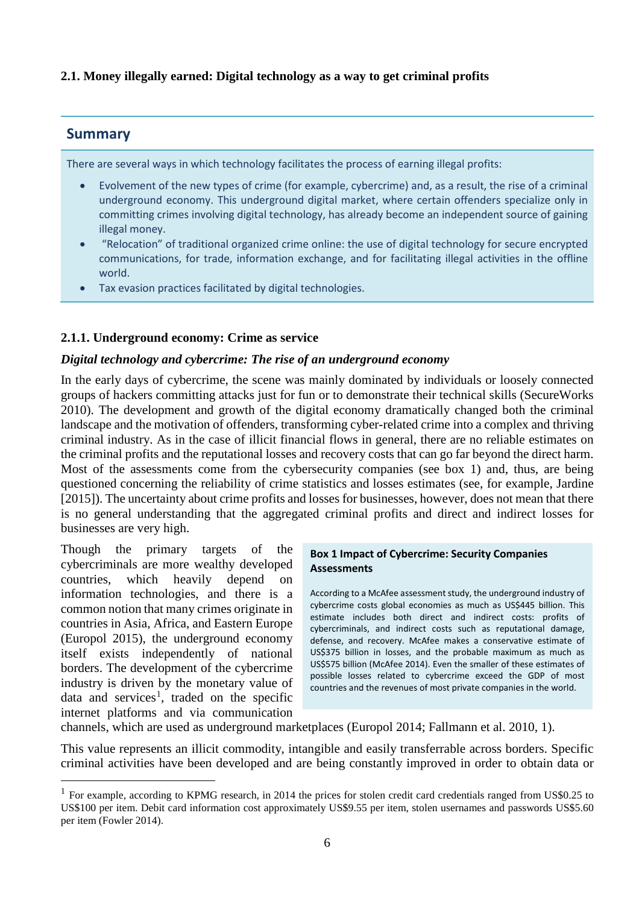### 2.1. Money illegally earned: Digital technology as a way to get criminal profits

## Summary

There are several ways in which technology facilitates the process of earning illegal profits:

- Evolvement of the new types of crime (for example, cybercrime) and, as a result, the rise of a criminal underground economy. This underground digital market, where certain offenders specialize only in committing crimes involving digital technology, has already become an independent source of gaining illegal money.
- "Relocation" of traditional organized crime online: the use of digital technology for secure encrypted communications, for trade, information exchange, and for facilitating illegal activities in the offline world.
- Tax evasion practices facilitated by digital technologies.

#### 2.1.1. Underground economy: Crime as service

***Digital technology and cybercrime: The rise of an underground economy***

In the early days of cybercrime, the scene was mainly dominated by individuals or loosely connected groups of hackers committing attacks just for fun or to demonstrate their technical skills (SecureWorks 2010). The development and growth of the digital economy dramatically changed both the criminal landscape and the motivation of offenders, transforming cyber-related crime into a complex and thriving criminal industry. As in the case of illicit financial flows in general, there are no reliable estimates on the criminal profits and the reputational losses and recovery costs that can go far beyond the direct harm. Most of the assessments come from the cybersecurity companies (see box 1) and, thus, are being questioned concerning the reliability of crime statistics and losses estimates (see, for example, Jardine [2015]). The uncertainty about crime profits and losses for businesses, however, does not mean that there is no general understanding that the aggregated criminal profits and direct and indirect losses for businesses are very high.

Though the primary targets of the cybercriminals are more wealthy developed countries, which heavily depend on information technologies, and there is a common notion that many crimes originate in countries in Asia, Africa, and Eastern Europe (Europol 2015), the underground economy itself exists independently of national borders. The development of the cybercrime industry is driven by the monetary value of data and services[1], traded on the specific internet platforms and via communication channels, which are used as underground marketplaces (Europol 2014; Fallmann et al. 2010, 1).

> **Box 1 Impact of Cybercrime: Security Companies Assessments**
>
> According to a McAfee assessment study, the underground industry of cybercrime costs global economies as much as US$445 billion. This estimate includes both direct and indirect costs: profits of cybercriminals, and indirect costs such as reputational damage, defense, and recovery. McAfee makes a conservative estimate of US$375 billion in losses, and the probable maximum as much as US$575 billion (McAfee 2014). Even the smaller of these estimates of possible losses related to cybercrime exceed the GDP of most countries and the revenues of most private companies in the world.

This value represents an illicit commodity, intangible and easily transferrable across borders. Specific criminal activities have been developed and are being constantly improved in order to obtain data or

[1] For example, according to KPMG research, in 2014 the prices for stolen credit card credentials ranged from US$0.25 to US$100 per item. Debit card information cost approximately US$9.55 per item, stolen usernames and passwords US$5.60 per item (Fowler 2014).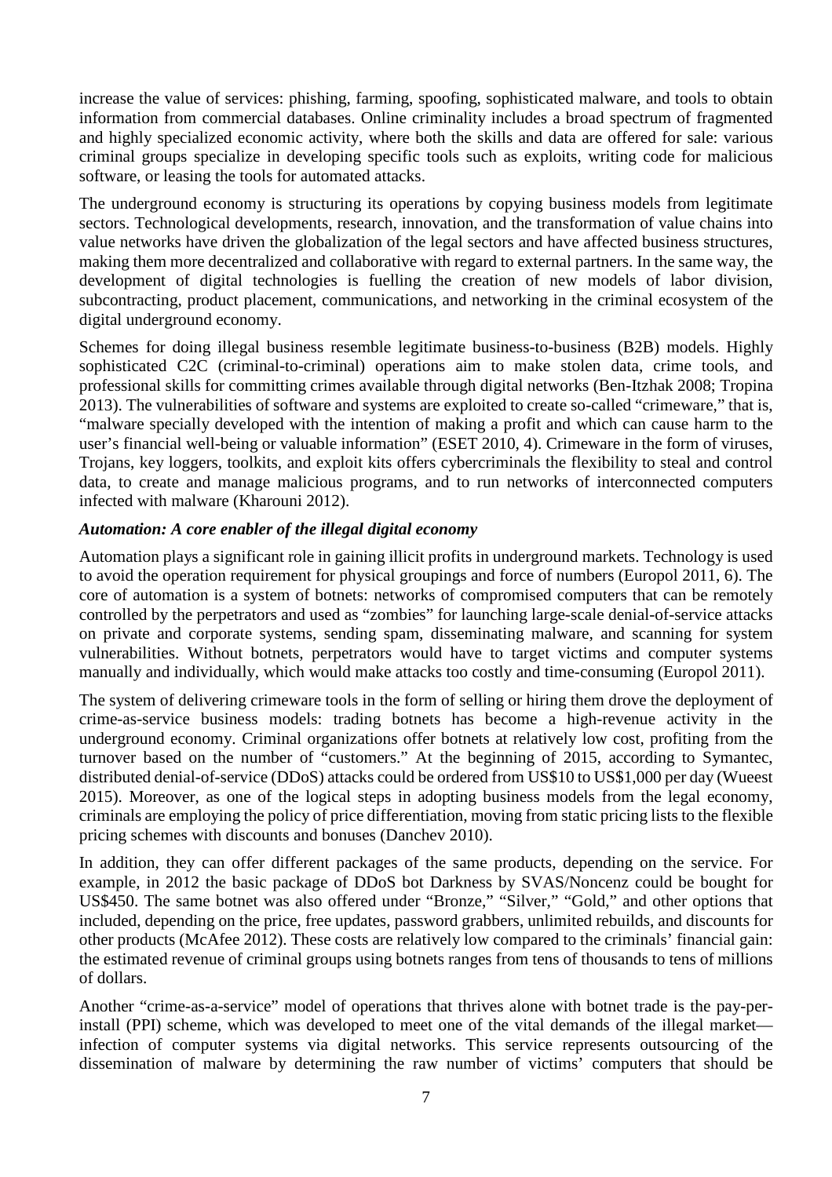increase the value of services: phishing, farming, spoofing, sophisticated malware, and tools to obtain information from commercial databases. Online criminality includes a broad spectrum of fragmented and highly specialized economic activity, where both the skills and data are offered for sale: various criminal groups specialize in developing specific tools such as exploits, writing code for malicious software, or leasing the tools for automated attacks.

The underground economy is structuring its operations by copying business models from legitimate sectors. Technological developments, research, innovation, and the transformation of value chains into value networks have driven the globalization of the legal sectors and have affected business structures, making them more decentralized and collaborative with regard to external partners. In the same way, the development of digital technologies is fuelling the creation of new models of labor division, subcontracting, product placement, communications, and networking in the criminal ecosystem of the digital underground economy.

Schemes for doing illegal business resemble legitimate business-to-business (B2B) models. Highly sophisticated C2C (criminal-to-criminal) operations aim to make stolen data, crime tools, and professional skills for committing crimes available through digital networks (Ben-Itzhak 2008; Tropina 2013). The vulnerabilities of software and systems are exploited to create so-called "crimeware," that is, "malware specially developed with the intention of making a profit and which can cause harm to the user's financial well-being or valuable information" (ESET 2010, 4). Crimeware in the form of viruses, Trojans, key loggers, toolkits, and exploit kits offers cybercriminals the flexibility to steal and control data, to create and manage malicious programs, and to run networks of interconnected computers infected with malware (Kharouni 2012).

### *Automation: A core enabler of the illegal digital economy*

Automation plays a significant role in gaining illicit profits in underground markets. Technology is used to avoid the operation requirement for physical groupings and force of numbers (Europol 2011, 6). The core of automation is a system of botnets: networks of compromised computers that can be remotely controlled by the perpetrators and used as "zombies" for launching large-scale denial-of-service attacks on private and corporate systems, sending spam, disseminating malware, and scanning for system vulnerabilities. Without botnets, perpetrators would have to target victims and computer systems manually and individually, which would make attacks too costly and time-consuming (Europol 2011).

The system of delivering crimeware tools in the form of selling or hiring them drove the deployment of crime-as-service business models: trading botnets has become a high-revenue activity in the underground economy. Criminal organizations offer botnets at relatively low cost, profiting from the turnover based on the number of "customers." At the beginning of 2015, according to Symantec, distributed denial-of-service (DDoS) attacks could be ordered from US$10 to US$1,000 per day (Wueest 2015). Moreover, as one of the logical steps in adopting business models from the legal economy, criminals are employing the policy of price differentiation, moving from static pricing lists to the flexible pricing schemes with discounts and bonuses (Danchev 2010).

In addition, they can offer different packages of the same products, depending on the service. For example, in 2012 the basic package of DDoS bot Darkness by SVAS/Noncenz could be bought for US$450. The same botnet was also offered under "Bronze," "Silver," "Gold," and other options that included, depending on the price, free updates, password grabbers, unlimited rebuilds, and discounts for other products (McAfee 2012). These costs are relatively low compared to the criminals' financial gain: the estimated revenue of criminal groups using botnets ranges from tens of thousands to tens of millions of dollars.

Another "crime-as-a-service" model of operations that thrives alone with botnet trade is the pay-per-install (PPI) scheme, which was developed to meet one of the vital demands of the illegal market—infection of computer systems via digital networks. This service represents outsourcing of the dissemination of malware by determining the raw number of victims' computers that should be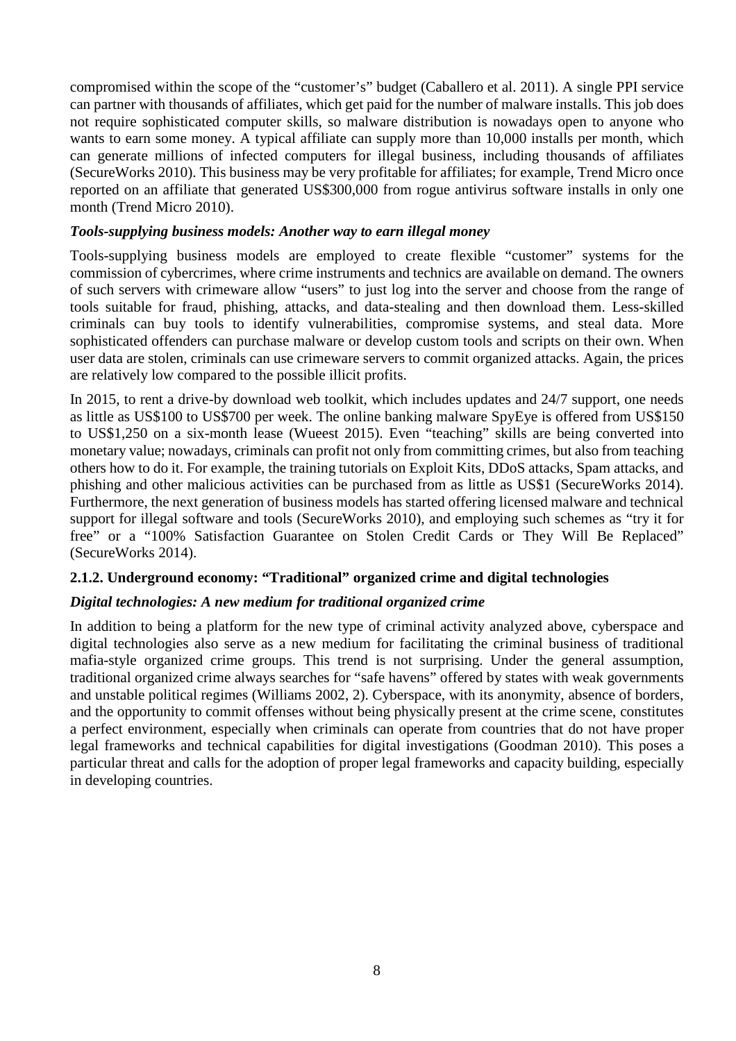compromised within the scope of the "customer's" budget (Caballero et al. 2011). A single PPI service can partner with thousands of affiliates, which get paid for the number of malware installs. This job does not require sophisticated computer skills, so malware distribution is nowadays open to anyone who wants to earn some money. A typical affiliate can supply more than 10,000 installs per month, which can generate millions of infected computers for illegal business, including thousands of affiliates (SecureWorks 2010). This business may be very profitable for affiliates; for example, Trend Micro once reported on an affiliate that generated US$300,000 from rogue antivirus software installs in only one month (Trend Micro 2010).

#### *Tools-supplying business models: Another way to earn illegal money*

Tools-supplying business models are employed to create flexible "customer" systems for the commission of cybercrimes, where crime instruments and technics are available on demand. The owners of such servers with crimeware allow "users" to just log into the server and choose from the range of tools suitable for fraud, phishing, attacks, and data-stealing and then download them. Less-skilled criminals can buy tools to identify vulnerabilities, compromise systems, and steal data. More sophisticated offenders can purchase malware or develop custom tools and scripts on their own. When user data are stolen, criminals can use crimeware servers to commit organized attacks. Again, the prices are relatively low compared to the possible illicit profits.

In 2015, to rent a drive-by download web toolkit, which includes updates and 24/7 support, one needs as little as US$100 to US$700 per week. The online banking malware SpyEye is offered from US$150 to US$1,250 on a six-month lease (Wueest 2015). Even "teaching" skills are being converted into monetary value; nowadays, criminals can profit not only from committing crimes, but also from teaching others how to do it. For example, the training tutorials on Exploit Kits, DDoS attacks, Spam attacks, and phishing and other malicious activities can be purchased from as little as US$1 (SecureWorks 2014). Furthermore, the next generation of business models has started offering licensed malware and technical support for illegal software and tools (SecureWorks 2010), and employing such schemes as "try it for free" or a "100% Satisfaction Guarantee on Stolen Credit Cards or They Will Be Replaced" (SecureWorks 2014).

### 2.1.2. Underground economy: "Traditional" organized crime and digital technologies

#### *Digital technologies: A new medium for traditional organized crime*

In addition to being a platform for the new type of criminal activity analyzed above, cyberspace and digital technologies also serve as a new medium for facilitating the criminal business of traditional mafia-style organized crime groups. This trend is not surprising. Under the general assumption, traditional organized crime always searches for "safe havens" offered by states with weak governments and unstable political regimes (Williams 2002, 2). Cyberspace, with its anonymity, absence of borders, and the opportunity to commit offenses without being physically present at the crime scene, constitutes a perfect environment, especially when criminals can operate from countries that do not have proper legal frameworks and technical capabilities for digital investigations (Goodman 2010). This poses a particular threat and calls for the adoption of proper legal frameworks and capacity building, especially in developing countries.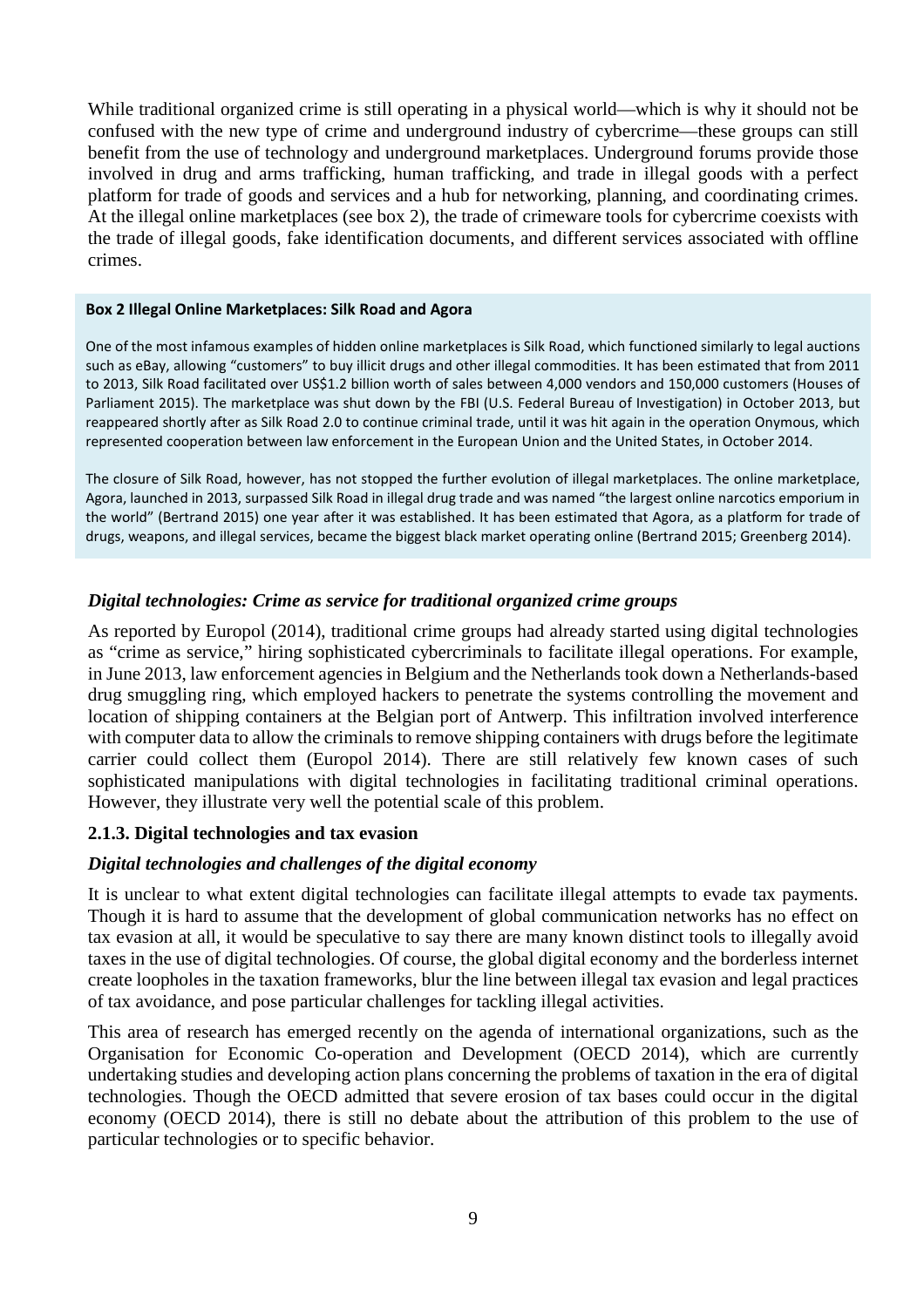While traditional organized crime is still operating in a physical world—which is why it should not be confused with the new type of crime and underground industry of cybercrime—these groups can still benefit from the use of technology and underground marketplaces. Underground forums provide those involved in drug and arms trafficking, human trafficking, and trade in illegal goods with a perfect platform for trade of goods and services and a hub for networking, planning, and coordinating crimes. At the illegal online marketplaces (see box 2), the trade of crimeware tools for cybercrime coexists with the trade of illegal goods, fake identification documents, and different services associated with offline crimes.

**Box 2 Illegal Online Marketplaces: Silk Road and Agora**

One of the most infamous examples of hidden online marketplaces is Silk Road, which functioned similarly to legal auctions such as eBay, allowing "customers" to buy illicit drugs and other illegal commodities. It has been estimated that from 2011 to 2013, Silk Road facilitated over US$1.2 billion worth of sales between 4,000 vendors and 150,000 customers (Houses of Parliament 2015). The marketplace was shut down by the FBI (U.S. Federal Bureau of Investigation) in October 2013, but reappeared shortly after as Silk Road 2.0 to continue criminal trade, until it was hit again in the operation Onymous, which represented cooperation between law enforcement in the European Union and the United States, in October 2014.

The closure of Silk Road, however, has not stopped the further evolution of illegal marketplaces. The online marketplace, Agora, launched in 2013, surpassed Silk Road in illegal drug trade and was named "the largest online narcotics emporium in the world" (Bertrand 2015) one year after it was established. It has been estimated that Agora, as a platform for trade of drugs, weapons, and illegal services, became the biggest black market operating online (Bertrand 2015; Greenberg 2014).

### *Digital technologies: Crime as service for traditional organized crime groups*

As reported by Europol (2014), traditional crime groups had already started using digital technologies as "crime as service," hiring sophisticated cybercriminals to facilitate illegal operations. For example, in June 2013, law enforcement agencies in Belgium and the Netherlands took down a Netherlands-based drug smuggling ring, which employed hackers to penetrate the systems controlling the movement and location of shipping containers at the Belgian port of Antwerp. This infiltration involved interference with computer data to allow the criminals to remove shipping containers with drugs before the legitimate carrier could collect them (Europol 2014). There are still relatively few known cases of such sophisticated manipulations with digital technologies in facilitating traditional criminal operations. However, they illustrate very well the potential scale of this problem.

### 2.1.3. Digital technologies and tax evasion

### *Digital technologies and challenges of the digital economy*

It is unclear to what extent digital technologies can facilitate illegal attempts to evade tax payments. Though it is hard to assume that the development of global communication networks has no effect on tax evasion at all, it would be speculative to say there are many known distinct tools to illegally avoid taxes in the use of digital technologies. Of course, the global digital economy and the borderless internet create loopholes in the taxation frameworks, blur the line between illegal tax evasion and legal practices of tax avoidance, and pose particular challenges for tackling illegal activities.

This area of research has emerged recently on the agenda of international organizations, such as the Organisation for Economic Co-operation and Development (OECD 2014), which are currently undertaking studies and developing action plans concerning the problems of taxation in the era of digital technologies. Though the OECD admitted that severe erosion of tax bases could occur in the digital economy (OECD 2014), there is still no debate about the attribution of this problem to the use of particular technologies or to specific behavior.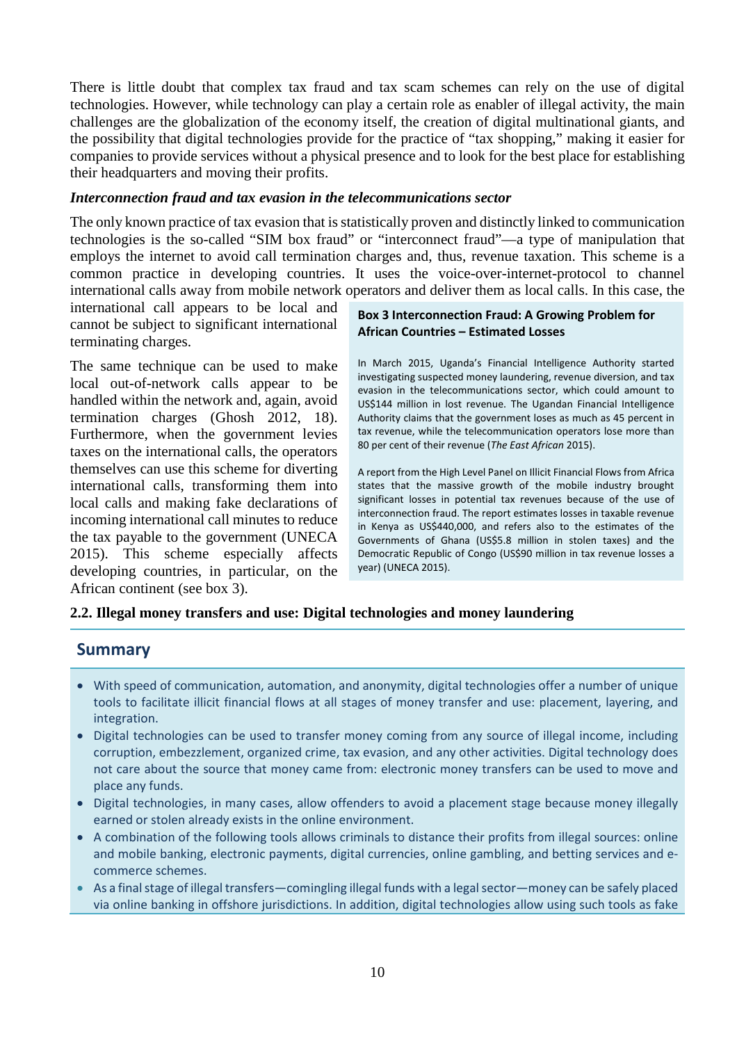There is little doubt that complex tax fraud and tax scam schemes can rely on the use of digital technologies. However, while technology can play a certain role as enabler of illegal activity, the main challenges are the globalization of the economy itself, the creation of digital multinational giants, and the possibility that digital technologies provide for the practice of "tax shopping," making it easier for companies to provide services without a physical presence and to look for the best place for establishing their headquarters and moving their profits.

***Interconnection fraud and tax evasion in the telecommunications sector***

The only known practice of tax evasion that is statistically proven and distinctly linked to communication technologies is the so-called "SIM box fraud" or "interconnect fraud"—a type of manipulation that employs the internet to avoid call termination charges and, thus, revenue taxation. This scheme is a common practice in developing countries. It uses the voice-over-internet-protocol to channel international calls away from mobile network operators and deliver them as local calls. In this case, the international call appears to be local and cannot be subject to significant international terminating charges.

The same technique can be used to make local out-of-network calls appear to be handled within the network and, again, avoid termination charges (Ghosh 2012, 18). Furthermore, when the government levies taxes on the international calls, the operators themselves can use this scheme for diverting international calls, transforming them into local calls and making fake declarations of incoming international call minutes to reduce the tax payable to the government (UNECA 2015). This scheme especially affects developing countries, in particular, on the African continent (see box 3).

> **Box 3 Interconnection Fraud: A Growing Problem for African Countries – Estimated Losses**
>
> In March 2015, Uganda's Financial Intelligence Authority started investigating suspected money laundering, revenue diversion, and tax evasion in the telecommunications sector, which could amount to US$144 million in lost revenue. The Ugandan Financial Intelligence Authority claims that the government loses as much as 45 percent in tax revenue, while the telecommunication operators lose more than 80 per cent of their revenue (*The East African* 2015).
>
> A report from the High Level Panel on Illicit Financial Flows from Africa states that the massive growth of the mobile industry brought significant losses in potential tax revenues because of the use of interconnection fraud. The report estimates losses in taxable revenue in Kenya as US$440,000, and refers also to the estimates of the Governments of Ghana (US$5.8 million in stolen taxes) and the Democratic Republic of Congo (US$90 million in tax revenue losses a year) (UNECA 2015).

### 2.2. Illegal money transfers and use: Digital technologies and money laundering

## Summary

- With speed of communication, automation, and anonymity, digital technologies offer a number of unique tools to facilitate illicit financial flows at all stages of money transfer and use: placement, layering, and integration.
- Digital technologies can be used to transfer money coming from any source of illegal income, including corruption, embezzlement, organized crime, tax evasion, and any other activities. Digital technology does not care about the source that money came from: electronic money transfers can be used to move and place any funds.
- Digital technologies, in many cases, allow offenders to avoid a placement stage because money illegally earned or stolen already exists in the online environment.
- A combination of the following tools allows criminals to distance their profits from illegal sources: online and mobile banking, electronic payments, digital currencies, online gambling, and betting services and e-commerce schemes.
- As a final stage of illegal transfers—comingling illegal funds with a legal sector—money can be safely placed via online banking in offshore jurisdictions. In addition, digital technologies allow using such tools as fake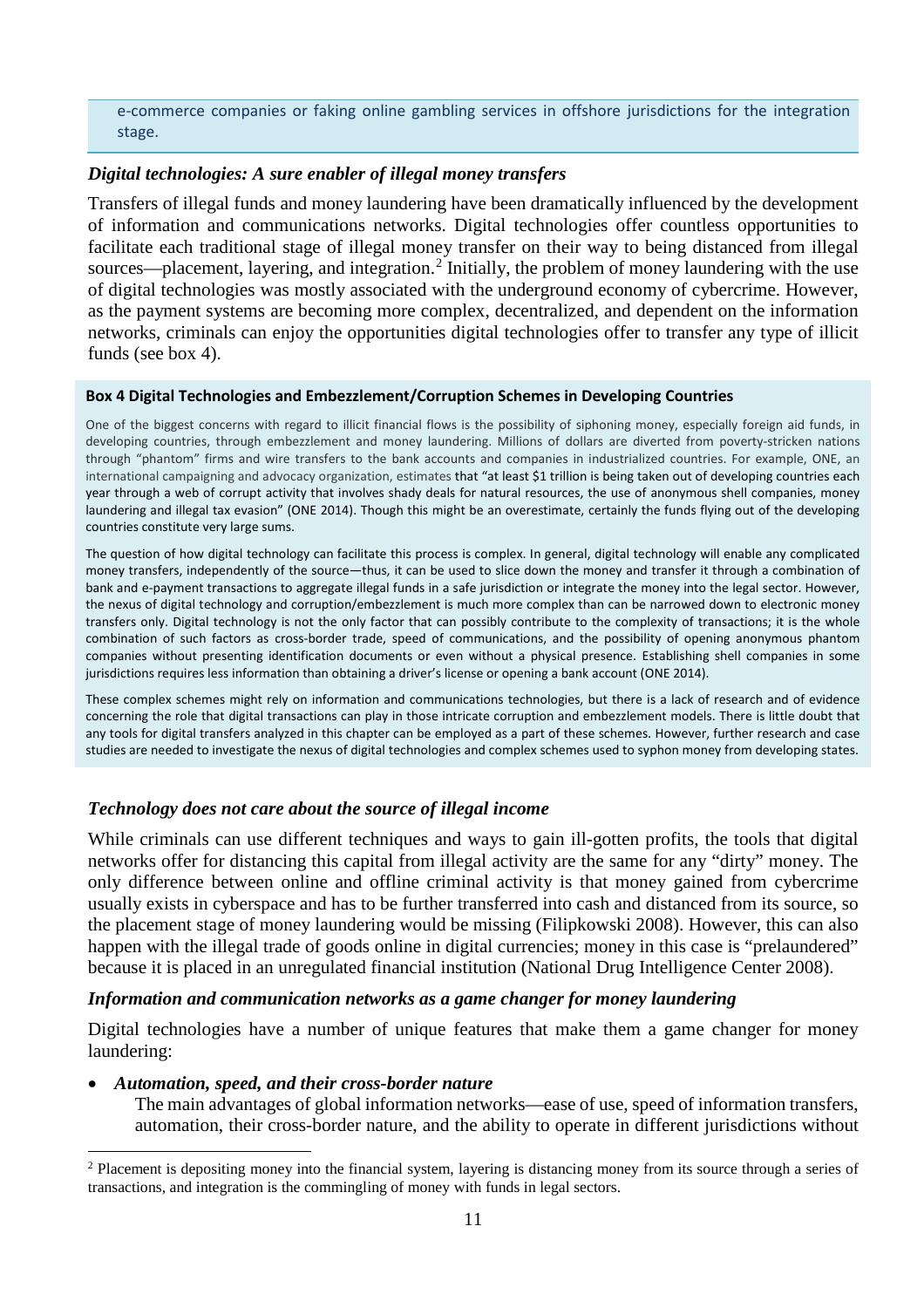e-commerce companies or faking online gambling services in offshore jurisdictions for the integration stage.

### *Digital technologies: A sure enabler of illegal money transfers*

Transfers of illegal funds and money laundering have been dramatically influenced by the development of information and communications networks. Digital technologies offer countless opportunities to facilitate each traditional stage of illegal money transfer on their way to being distanced from illegal sources—placement, layering, and integration.[2] Initially, the problem of money laundering with the use of digital technologies was mostly associated with the underground economy of cybercrime. However, as the payment systems are becoming more complex, decentralized, and dependent on the information networks, criminals can enjoy the opportunities digital technologies offer to transfer any type of illicit funds (see box 4).

**Box 4 Digital Technologies and Embezzlement/Corruption Schemes in Developing Countries**

One of the biggest concerns with regard to illicit financial flows is the possibility of siphoning money, especially foreign aid funds, in developing countries, through embezzlement and money laundering. Millions of dollars are diverted from poverty-stricken nations through "phantom" firms and wire transfers to the bank accounts and companies in industrialized countries. For example, ONE, an international campaigning and advocacy organization, estimates that "at least $1 trillion is being taken out of developing countries each year through a web of corrupt activity that involves shady deals for natural resources, the use of anonymous shell companies, money laundering and illegal tax evasion" (ONE 2014). Though this might be an overestimate, certainly the funds flying out of the developing countries constitute very large sums.

The question of how digital technology can facilitate this process is complex. In general, digital technology will enable any complicated money transfers, independently of the source—thus, it can be used to slice down the money and transfer it through a combination of bank and e-payment transactions to aggregate illegal funds in a safe jurisdiction or integrate the money into the legal sector. However, the nexus of digital technology and corruption/embezzlement is much more complex than can be narrowed down to electronic money transfers only. Digital technology is not the only factor that can possibly contribute to the complexity of transactions; it is the whole combination of such factors as cross-border trade, speed of communications, and the possibility of opening anonymous phantom companies without presenting identification documents or even without a physical presence. Establishing shell companies in some jurisdictions requires less information than obtaining a driver's license or opening a bank account (ONE 2014).

These complex schemes might rely on information and communications technologies, but there is a lack of research and of evidence concerning the role that digital transactions can play in those intricate corruption and embezzlement models. There is little doubt that any tools for digital transfers analyzed in this chapter can be employed as a part of these schemes. However, further research and case studies are needed to investigate the nexus of digital technologies and complex schemes used to syphon money from developing states.

### *Technology does not care about the source of illegal income*

While criminals can use different techniques and ways to gain ill-gotten profits, the tools that digital networks offer for distancing this capital from illegal activity are the same for any "dirty" money. The only difference between online and offline criminal activity is that money gained from cybercrime usually exists in cyberspace and has to be further transferred into cash and distanced from its source, so the placement stage of money laundering would be missing (Filipkowski 2008). However, this can also happen with the illegal trade of goods online in digital currencies; money in this case is "prelaundered" because it is placed in an unregulated financial institution (National Drug Intelligence Center 2008).

### *Information and communication networks as a game changer for money laundering*

Digital technologies have a number of unique features that make them a game changer for money laundering:

- ***Automation, speed, and their cross-border nature***
  The main advantages of global information networks—ease of use, speed of information transfers, automation, their cross-border nature, and the ability to operate in different jurisdictions without

[2] Placement is depositing money into the financial system, layering is distancing money from its source through a series of transactions, and integration is the commingling of money with funds in legal sectors.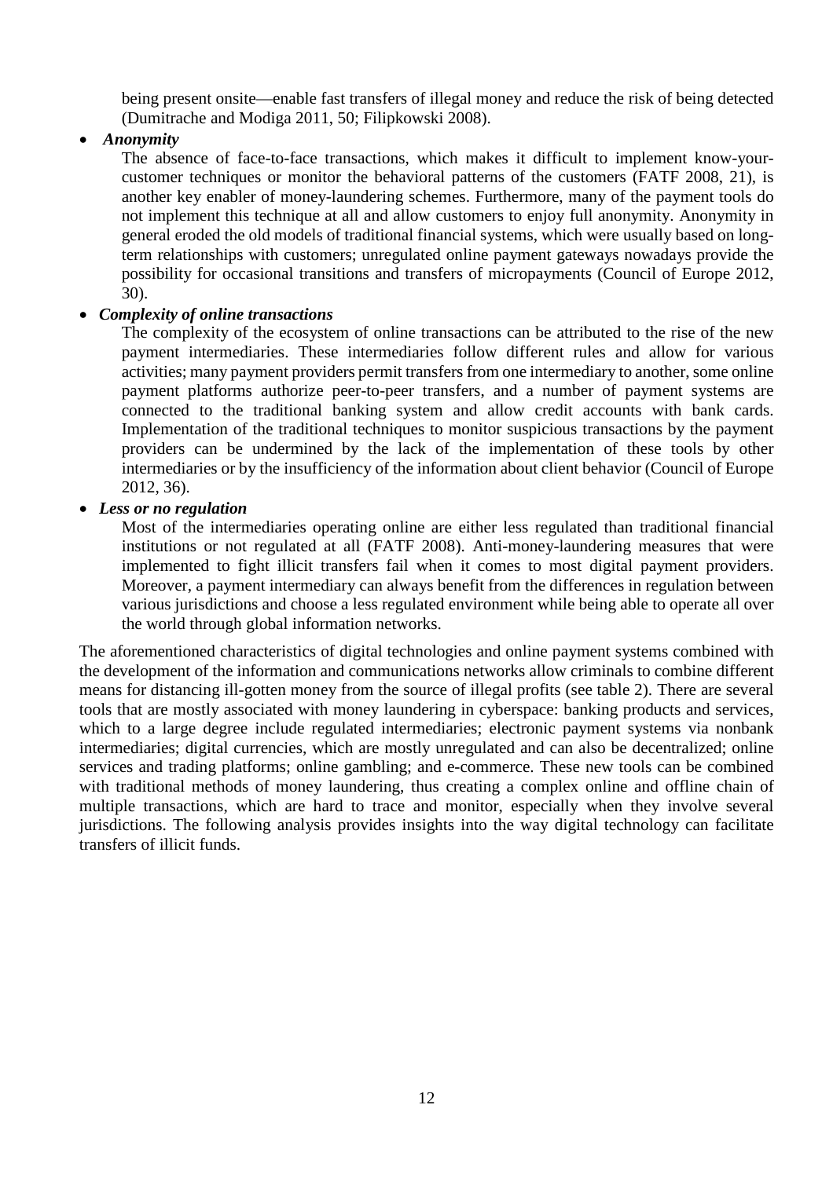being present onsite—enable fast transfers of illegal money and reduce the risk of being detected (Dumitrache and Modiga 2011, 50; Filipkowski 2008).

- ***Anonymity***

  The absence of face-to-face transactions, which makes it difficult to implement know-your-customer techniques or monitor the behavioral patterns of the customers (FATF 2008, 21), is another key enabler of money-laundering schemes. Furthermore, many of the payment tools do not implement this technique at all and allow customers to enjoy full anonymity. Anonymity in general eroded the old models of traditional financial systems, which were usually based on long-term relationships with customers; unregulated online payment gateways nowadays provide the possibility for occasional transitions and transfers of micropayments (Council of Europe 2012, 30).

- ***Complexity of online transactions***

  The complexity of the ecosystem of online transactions can be attributed to the rise of the new payment intermediaries. These intermediaries follow different rules and allow for various activities; many payment providers permit transfers from one intermediary to another, some online payment platforms authorize peer-to-peer transfers, and a number of payment systems are connected to the traditional banking system and allow credit accounts with bank cards. Implementation of the traditional techniques to monitor suspicious transactions by the payment providers can be undermined by the lack of the implementation of these tools by other intermediaries or by the insufficiency of the information about client behavior (Council of Europe 2012, 36).

- ***Less or no regulation***

  Most of the intermediaries operating online are either less regulated than traditional financial institutions or not regulated at all (FATF 2008). Anti-money-laundering measures that were implemented to fight illicit transfers fail when it comes to most digital payment providers. Moreover, a payment intermediary can always benefit from the differences in regulation between various jurisdictions and choose a less regulated environment while being able to operate all over the world through global information networks.

The aforementioned characteristics of digital technologies and online payment systems combined with the development of the information and communications networks allow criminals to combine different means for distancing ill-gotten money from the source of illegal profits (see table 2). There are several tools that are mostly associated with money laundering in cyberspace: banking products and services, which to a large degree include regulated intermediaries; electronic payment systems via nonbank intermediaries; digital currencies, which are mostly unregulated and can also be decentralized; online services and trading platforms; online gambling; and e-commerce. These new tools can be combined with traditional methods of money laundering, thus creating a complex online and offline chain of multiple transactions, which are hard to trace and monitor, especially when they involve several jurisdictions. The following analysis provides insights into the way digital technology can facilitate transfers of illicit funds.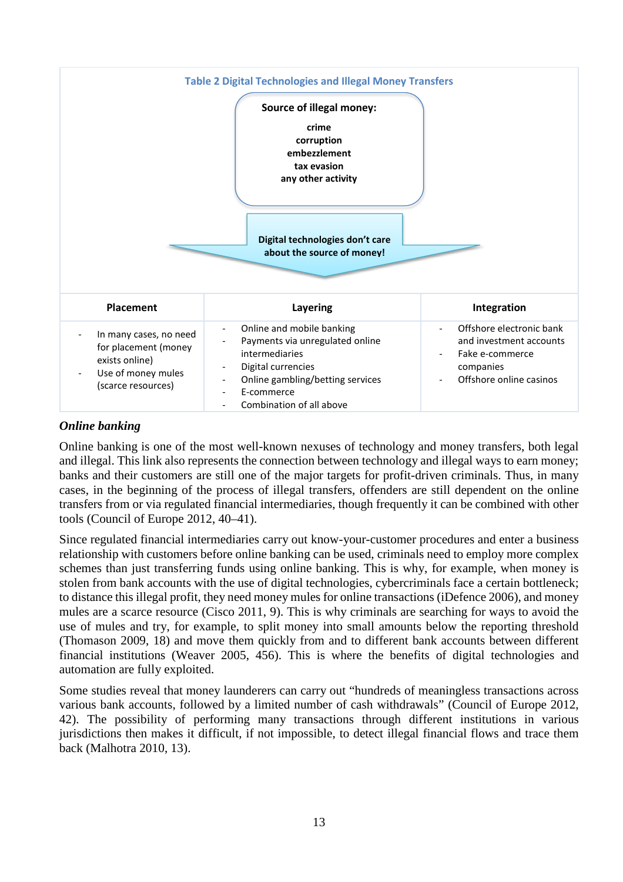**Table 2 Digital Technologies and Illegal Money Transfers**

**Source of illegal money:**

**crime**
**corruption**
**embezzlement**
**tax evasion**
**any other activity**

**Digital technologies don't care about the source of money!**

| Placement | Layering | Integration |
|---|---|---|
| - In many cases, no need for placement (money exists online)<br>- Use of money mules (scarce resources) | - Online and mobile banking<br>- Payments via unregulated online intermediaries<br>- Digital currencies<br>- Online gambling/betting services<br>- E-commerce<br>- Combination of all above | - Offshore electronic bank and investment accounts<br>- Fake e-commerce companies<br>- Offshore online casinos |

***Online banking***

Online banking is one of the most well-known nexuses of technology and money transfers, both legal and illegal. This link also represents the connection between technology and illegal ways to earn money; banks and their customers are still one of the major targets for profit-driven criminals. Thus, in many cases, in the beginning of the process of illegal transfers, offenders are still dependent on the online transfers from or via regulated financial intermediaries, though frequently it can be combined with other tools (Council of Europe 2012, 40–41).

Since regulated financial intermediaries carry out know-your-customer procedures and enter a business relationship with customers before online banking can be used, criminals need to employ more complex schemes than just transferring funds using online banking. This is why, for example, when money is stolen from bank accounts with the use of digital technologies, cybercriminals face a certain bottleneck; to distance this illegal profit, they need money mules for online transactions (iDefence 2006), and money mules are a scarce resource (Cisco 2011, 9). This is why criminals are searching for ways to avoid the use of mules and try, for example, to split money into small amounts below the reporting threshold (Thomason 2009, 18) and move them quickly from and to different bank accounts between different financial institutions (Weaver 2005, 456). This is where the benefits of digital technologies and automation are fully exploited.

Some studies reveal that money launderers can carry out "hundreds of meaningless transactions across various bank accounts, followed by a limited number of cash withdrawals" (Council of Europe 2012, 42). The possibility of performing many transactions through different institutions in various jurisdictions then makes it difficult, if not impossible, to detect illegal financial flows and trace them back (Malhotra 2010, 13).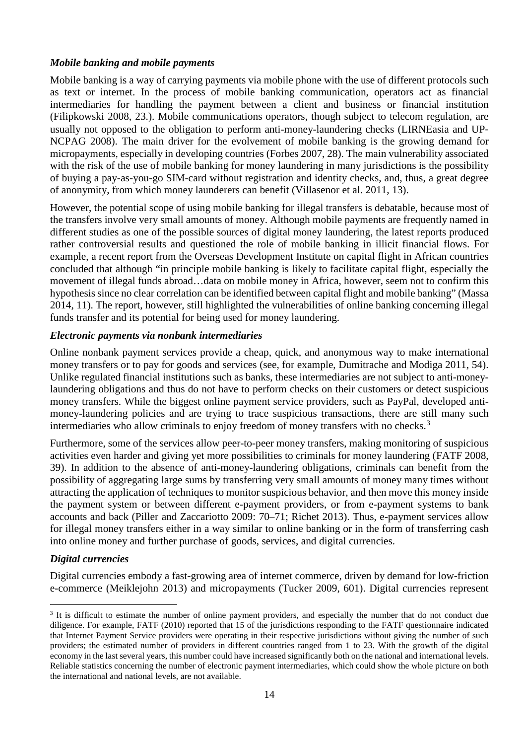### *Mobile banking and mobile payments*

Mobile banking is a way of carrying payments via mobile phone with the use of different protocols such as text or internet. In the process of mobile banking communication, operators act as financial intermediaries for handling the payment between a client and business or financial institution (Filipkowski 2008, 23.). Mobile communications operators, though subject to telecom regulation, are usually not opposed to the obligation to perform anti-money-laundering checks (LIRNEasia and UP-NCPAG 2008). The main driver for the evolvement of mobile banking is the growing demand for micropayments, especially in developing countries (Forbes 2007, 28). The main vulnerability associated with the risk of the use of mobile banking for money laundering in many jurisdictions is the possibility of buying a pay-as-you-go SIM-card without registration and identity checks, and, thus, a great degree of anonymity, from which money launderers can benefit (Villasenor et al. 2011, 13).

However, the potential scope of using mobile banking for illegal transfers is debatable, because most of the transfers involve very small amounts of money. Although mobile payments are frequently named in different studies as one of the possible sources of digital money laundering, the latest reports produced rather controversial results and questioned the role of mobile banking in illicit financial flows. For example, a recent report from the Overseas Development Institute on capital flight in African countries concluded that although "in principle mobile banking is likely to facilitate capital flight, especially the movement of illegal funds abroad…data on mobile money in Africa, however, seem not to confirm this hypothesis since no clear correlation can be identified between capital flight and mobile banking" (Massa 2014, 11). The report, however, still highlighted the vulnerabilities of online banking concerning illegal funds transfer and its potential for being used for money laundering.

### *Electronic payments via nonbank intermediaries*

Online nonbank payment services provide a cheap, quick, and anonymous way to make international money transfers or to pay for goods and services (see, for example, Dumitrache and Modiga 2011, 54). Unlike regulated financial institutions such as banks, these intermediaries are not subject to anti-money-laundering obligations and thus do not have to perform checks on their customers or detect suspicious money transfers. While the biggest online payment service providers, such as PayPal, developed anti-money-laundering policies and are trying to trace suspicious transactions, there are still many such intermediaries who allow criminals to enjoy freedom of money transfers with no checks.[3]

Furthermore, some of the services allow peer-to-peer money transfers, making monitoring of suspicious activities even harder and giving yet more possibilities to criminals for money laundering (FATF 2008, 39). In addition to the absence of anti-money-laundering obligations, criminals can benefit from the possibility of aggregating large sums by transferring very small amounts of money many times without attracting the application of techniques to monitor suspicious behavior, and then move this money inside the payment system or between different e-payment providers, or from e-payment systems to bank accounts and back (Piller and Zaccariotto 2009: 70–71; Richet 2013). Thus, e-payment services allow for illegal money transfers either in a way similar to online banking or in the form of transferring cash into online money and further purchase of goods, services, and digital currencies.

### *Digital currencies*

Digital currencies embody a fast-growing area of internet commerce, driven by demand for low-friction e-commerce (Meiklejohn 2013) and micropayments (Tucker 2009, 601). Digital currencies represent

---

[3] It is difficult to estimate the number of online payment providers, and especially the number that do not conduct due diligence. For example, FATF (2010) reported that 15 of the jurisdictions responding to the FATF questionnaire indicated that Internet Payment Service providers were operating in their respective jurisdictions without giving the number of such providers; the estimated number of providers in different countries ranged from 1 to 23. With the growth of the digital economy in the last several years, this number could have increased significantly both on the national and international levels. Reliable statistics concerning the number of electronic payment intermediaries, which could show the whole picture on both the international and national levels, are not available.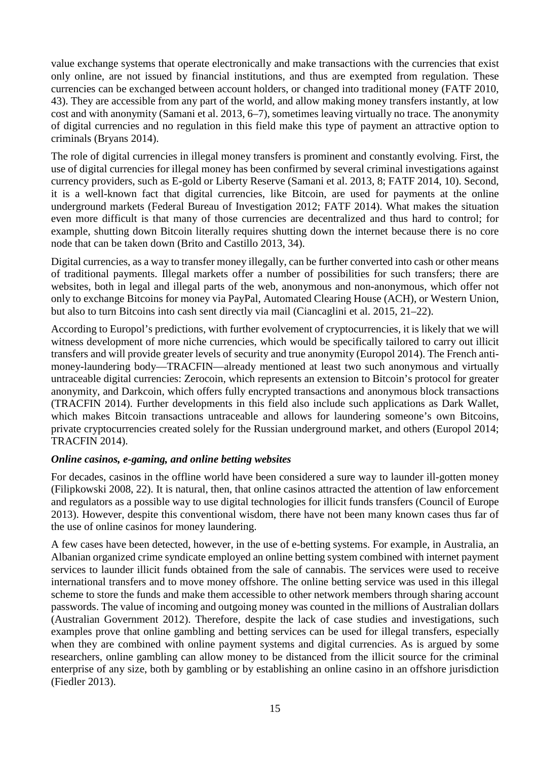value exchange systems that operate electronically and make transactions with the currencies that exist only online, are not issued by financial institutions, and thus are exempted from regulation. These currencies can be exchanged between account holders, or changed into traditional money (FATF 2010, 43). They are accessible from any part of the world, and allow making money transfers instantly, at low cost and with anonymity (Samani et al. 2013, 6–7), sometimes leaving virtually no trace. The anonymity of digital currencies and no regulation in this field make this type of payment an attractive option to criminals (Bryans 2014).

The role of digital currencies in illegal money transfers is prominent and constantly evolving. First, the use of digital currencies for illegal money has been confirmed by several criminal investigations against currency providers, such as E-gold or Liberty Reserve (Samani et al. 2013, 8; FATF 2014, 10). Second, it is a well-known fact that digital currencies, like Bitcoin, are used for payments at the online underground markets (Federal Bureau of Investigation 2012; FATF 2014). What makes the situation even more difficult is that many of those currencies are decentralized and thus hard to control; for example, shutting down Bitcoin literally requires shutting down the internet because there is no core node that can be taken down (Brito and Castillo 2013, 34).

Digital currencies, as a way to transfer money illegally, can be further converted into cash or other means of traditional payments. Illegal markets offer a number of possibilities for such transfers; there are websites, both in legal and illegal parts of the web, anonymous and non-anonymous, which offer not only to exchange Bitcoins for money via PayPal, Automated Clearing House (ACH), or Western Union, but also to turn Bitcoins into cash sent directly via mail (Ciancaglini et al. 2015, 21–22).

According to Europol's predictions, with further evolvement of cryptocurrencies, it is likely that we will witness development of more niche currencies, which would be specifically tailored to carry out illicit transfers and will provide greater levels of security and true anonymity (Europol 2014). The French anti-money-laundering body—TRACFIN—already mentioned at least two such anonymous and virtually untraceable digital currencies: Zerocoin, which represents an extension to Bitcoin's protocol for greater anonymity, and Darkcoin, which offers fully encrypted transactions and anonymous block transactions (TRACFIN 2014). Further developments in this field also include such applications as Dark Wallet, which makes Bitcoin transactions untraceable and allows for laundering someone's own Bitcoins, private cryptocurrencies created solely for the Russian underground market, and others (Europol 2014; TRACFIN 2014).

***Online casinos, e-gaming, and online betting websites***

For decades, casinos in the offline world have been considered a sure way to launder ill-gotten money (Filipkowski 2008, 22). It is natural, then, that online casinos attracted the attention of law enforcement and regulators as a possible way to use digital technologies for illicit funds transfers (Council of Europe 2013). However, despite this conventional wisdom, there have not been many known cases thus far of the use of online casinos for money laundering.

A few cases have been detected, however, in the use of e-betting systems. For example, in Australia, an Albanian organized crime syndicate employed an online betting system combined with internet payment services to launder illicit funds obtained from the sale of cannabis. The services were used to receive international transfers and to move money offshore. The online betting service was used in this illegal scheme to store the funds and make them accessible to other network members through sharing account passwords. The value of incoming and outgoing money was counted in the millions of Australian dollars (Australian Government 2012). Therefore, despite the lack of case studies and investigations, such examples prove that online gambling and betting services can be used for illegal transfers, especially when they are combined with online payment systems and digital currencies. As is argued by some researchers, online gambling can allow money to be distanced from the illicit source for the criminal enterprise of any size, both by gambling or by establishing an online casino in an offshore jurisdiction (Fiedler 2013).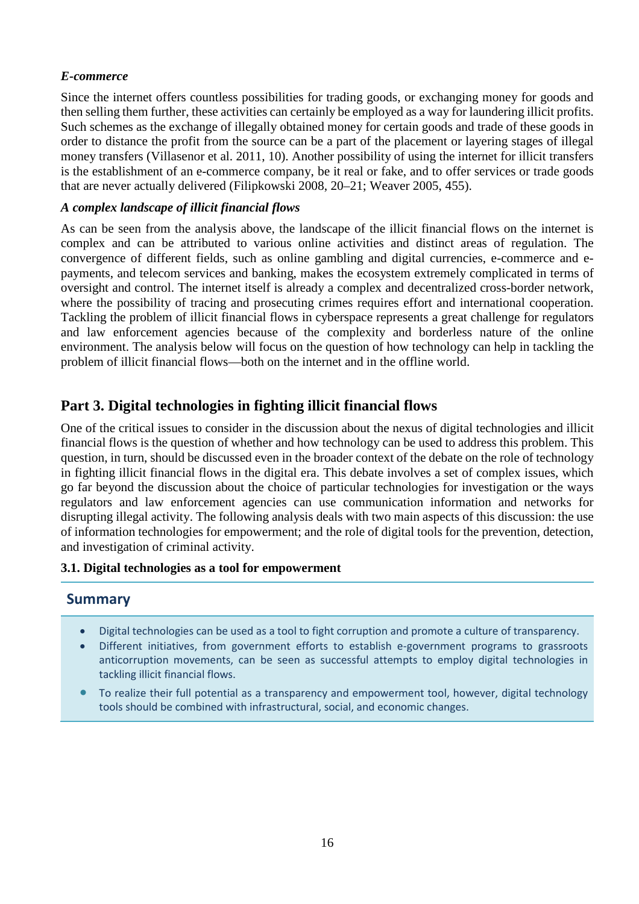***E-commerce***

Since the internet offers countless possibilities for trading goods, or exchanging money for goods and then selling them further, these activities can certainly be employed as a way for laundering illicit profits. Such schemes as the exchange of illegally obtained money for certain goods and trade of these goods in order to distance the profit from the source can be a part of the placement or layering stages of illegal money transfers (Villasenor et al. 2011, 10). Another possibility of using the internet for illicit transfers is the establishment of an e-commerce company, be it real or fake, and to offer services or trade goods that are never actually delivered (Filipkowski 2008, 20–21; Weaver 2005, 455).

***A complex landscape of illicit financial flows***

As can be seen from the analysis above, the landscape of the illicit financial flows on the internet is complex and can be attributed to various online activities and distinct areas of regulation. The convergence of different fields, such as online gambling and digital currencies, e-commerce and e-payments, and telecom services and banking, makes the ecosystem extremely complicated in terms of oversight and control. The internet itself is already a complex and decentralized cross-border network, where the possibility of tracing and prosecuting crimes requires effort and international cooperation. Tackling the problem of illicit financial flows in cyberspace represents a great challenge for regulators and law enforcement agencies because of the complexity and borderless nature of the online environment. The analysis below will focus on the question of how technology can help in tackling the problem of illicit financial flows—both on the internet and in the offline world.

## Part 3. Digital technologies in fighting illicit financial flows

One of the critical issues to consider in the discussion about the nexus of digital technologies and illicit financial flows is the question of whether and how technology can be used to address this problem. This question, in turn, should be discussed even in the broader context of the debate on the role of technology in fighting illicit financial flows in the digital era. This debate involves a set of complex issues, which go far beyond the discussion about the choice of particular technologies for investigation or the ways regulators and law enforcement agencies can use communication information and networks for disrupting illegal activity. The following analysis deals with two main aspects of this discussion: the use of information technologies for empowerment; and the role of digital tools for the prevention, detection, and investigation of criminal activity.

### 3.1. Digital technologies as a tool for empowerment

**Summary**

- Digital technologies can be used as a tool to fight corruption and promote a culture of transparency.
- Different initiatives, from government efforts to establish e-government programs to grassroots anticorruption movements, can be seen as successful attempts to employ digital technologies in tackling illicit financial flows.
- To realize their full potential as a transparency and empowerment tool, however, digital technology tools should be combined with infrastructural, social, and economic changes.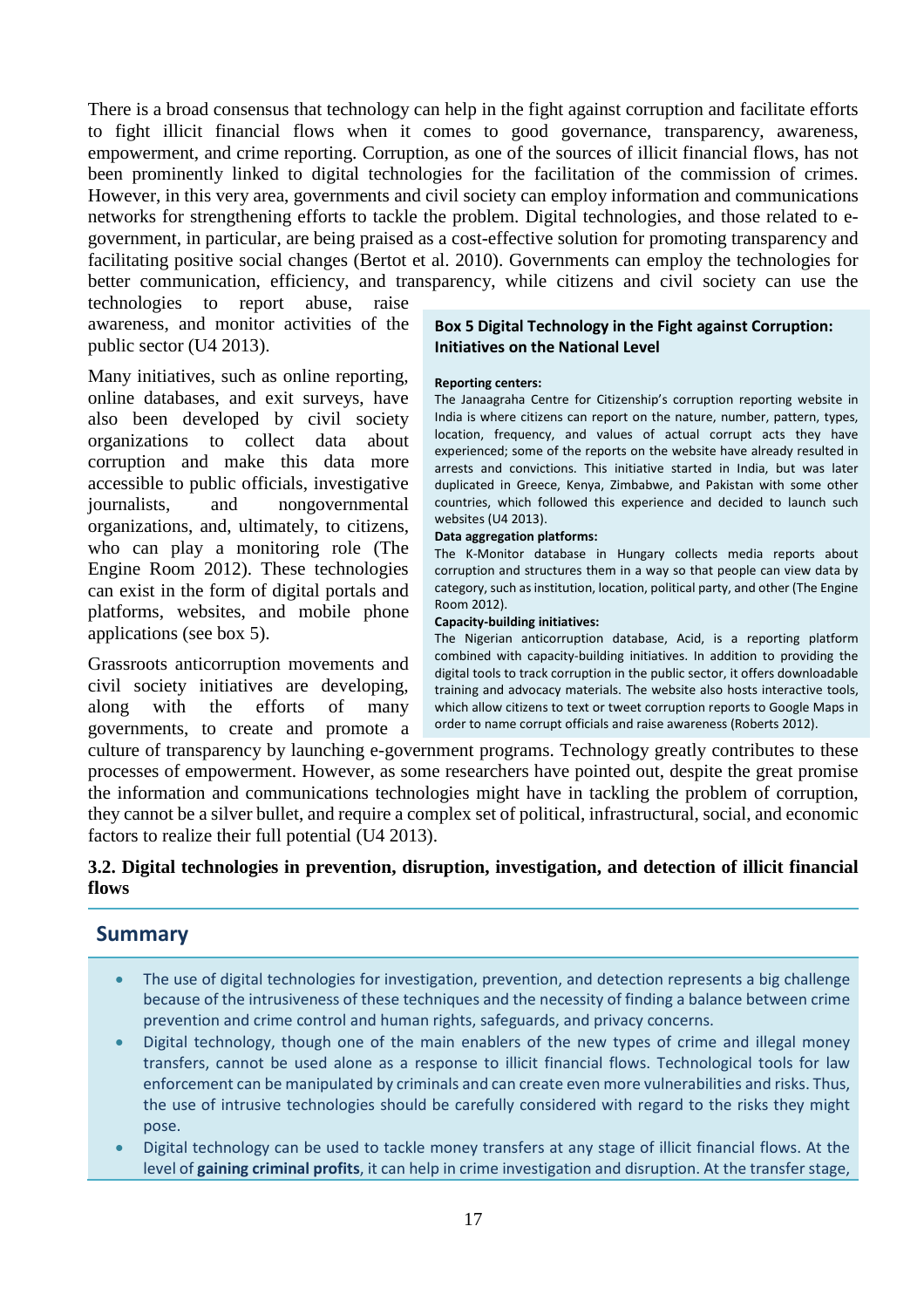There is a broad consensus that technology can help in the fight against corruption and facilitate efforts to fight illicit financial flows when it comes to good governance, transparency, awareness, empowerment, and crime reporting. Corruption, as one of the sources of illicit financial flows, has not been prominently linked to digital technologies for the facilitation of the commission of crimes. However, in this very area, governments and civil society can employ information and communications networks for strengthening efforts to tackle the problem. Digital technologies, and those related to e-government, in particular, are being praised as a cost-effective solution for promoting transparency and facilitating positive social changes (Bertot et al. 2010). Governments can employ the technologies for better communication, efficiency, and transparency, while citizens and civil society can use the technologies to report abuse, raise awareness, and monitor activities of the public sector (U4 2013).

Many initiatives, such as online reporting, online databases, and exit surveys, have also been developed by civil society organizations to collect data about corruption and make this data more accessible to public officials, investigative journalists, and nongovernmental organizations, and, ultimately, to citizens, who can play a monitoring role (The Engine Room 2012). These technologies can exist in the form of digital portals and platforms, websites, and mobile phone applications (see box 5).

> **Box 5 Digital Technology in the Fight against Corruption: Initiatives on the National Level**
>
> **Reporting centers:**
> The Janaagraha Centre for Citizenship's corruption reporting website in India is where citizens can report on the nature, number, pattern, types, location, frequency, and values of actual corrupt acts they have experienced; some of the reports on the website have already resulted in arrests and convictions. This initiative started in India, but was later duplicated in Greece, Kenya, Zimbabwe, and Pakistan with some other countries, which followed this experience and decided to launch such websites (U4 2013).
>
> **Data aggregation platforms:**
> The K-Monitor database in Hungary collects media reports about corruption and structures them in a way so that people can view data by category, such as institution, location, political party, and other (The Engine Room 2012).
>
> **Capacity-building initiatives:**
> The Nigerian anticorruption database, Acid, is a reporting platform combined with capacity-building initiatives. In addition to providing the digital tools to track corruption in the public sector, it offers downloadable training and advocacy materials. The website also hosts interactive tools, which allow citizens to text or tweet corruption reports to Google Maps in order to name corrupt officials and raise awareness (Roberts 2012).

Grassroots anticorruption movements and civil society initiatives are developing, along with the efforts of many governments, to create and promote a culture of transparency by launching e-government programs. Technology greatly contributes to these processes of empowerment. However, as some researchers have pointed out, despite the great promise the information and communications technologies might have in tackling the problem of corruption, they cannot be a silver bullet, and require a complex set of political, infrastructural, social, and economic factors to realize their full potential (U4 2013).

### 3.2. Digital technologies in prevention, disruption, investigation, and detection of illicit financial flows

## Summary

- The use of digital technologies for investigation, prevention, and detection represents a big challenge because of the intrusiveness of these techniques and the necessity of finding a balance between crime prevention and crime control and human rights, safeguards, and privacy concerns.
- Digital technology, though one of the main enablers of the new types of crime and illegal money transfers, cannot be used alone as a response to illicit financial flows. Technological tools for law enforcement can be manipulated by criminals and can create even more vulnerabilities and risks. Thus, the use of intrusive technologies should be carefully considered with regard to the risks they might pose.
- Digital technology can be used to tackle money transfers at any stage of illicit financial flows. At the level of **gaining criminal profits**, it can help in crime investigation and disruption. At the transfer stage,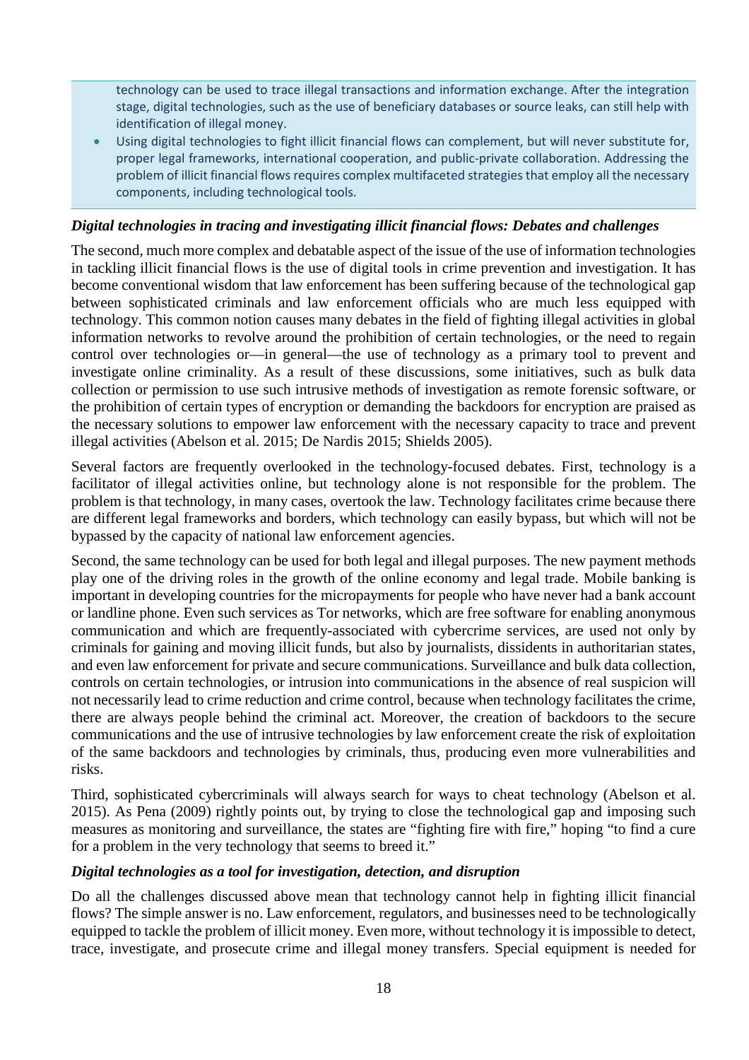technology can be used to trace illegal transactions and information exchange. After the integration stage, digital technologies, such as the use of beneficiary databases or source leaks, can still help with identification of illegal money.

- Using digital technologies to fight illicit financial flows can complement, but will never substitute for, proper legal frameworks, international cooperation, and public-private collaboration. Addressing the problem of illicit financial flows requires complex multifaceted strategies that employ all the necessary components, including technological tools.

### *Digital technologies in tracing and investigating illicit financial flows: Debates and challenges*

The second, much more complex and debatable aspect of the issue of the use of information technologies in tackling illicit financial flows is the use of digital tools in crime prevention and investigation. It has become conventional wisdom that law enforcement has been suffering because of the technological gap between sophisticated criminals and law enforcement officials who are much less equipped with technology. This common notion causes many debates in the field of fighting illegal activities in global information networks to revolve around the prohibition of certain technologies, or the need to regain control over technologies or—in general—the use of technology as a primary tool to prevent and investigate online criminality. As a result of these discussions, some initiatives, such as bulk data collection or permission to use such intrusive methods of investigation as remote forensic software, or the prohibition of certain types of encryption or demanding the backdoors for encryption are praised as the necessary solutions to empower law enforcement with the necessary capacity to trace and prevent illegal activities (Abelson et al. 2015; De Nardis 2015; Shields 2005).

Several factors are frequently overlooked in the technology-focused debates. First, technology is a facilitator of illegal activities online, but technology alone is not responsible for the problem. The problem is that technology, in many cases, overtook the law. Technology facilitates crime because there are different legal frameworks and borders, which technology can easily bypass, but which will not be bypassed by the capacity of national law enforcement agencies.

Second, the same technology can be used for both legal and illegal purposes. The new payment methods play one of the driving roles in the growth of the online economy and legal trade. Mobile banking is important in developing countries for the micropayments for people who have never had a bank account or landline phone. Even such services as Tor networks, which are free software for enabling anonymous communication and which are frequently-associated with cybercrime services, are used not only by criminals for gaining and moving illicit funds, but also by journalists, dissidents in authoritarian states, and even law enforcement for private and secure communications. Surveillance and bulk data collection, controls on certain technologies, or intrusion into communications in the absence of real suspicion will not necessarily lead to crime reduction and crime control, because when technology facilitates the crime, there are always people behind the criminal act. Moreover, the creation of backdoors to the secure communications and the use of intrusive technologies by law enforcement create the risk of exploitation of the same backdoors and technologies by criminals, thus, producing even more vulnerabilities and risks.

Third, sophisticated cybercriminals will always search for ways to cheat technology (Abelson et al. 2015). As Pena (2009) rightly points out, by trying to close the technological gap and imposing such measures as monitoring and surveillance, the states are "fighting fire with fire," hoping "to find a cure for a problem in the very technology that seems to breed it."

### *Digital technologies as a tool for investigation, detection, and disruption*

Do all the challenges discussed above mean that technology cannot help in fighting illicit financial flows? The simple answer is no. Law enforcement, regulators, and businesses need to be technologically equipped to tackle the problem of illicit money. Even more, without technology it is impossible to detect, trace, investigate, and prosecute crime and illegal money transfers. Special equipment is needed for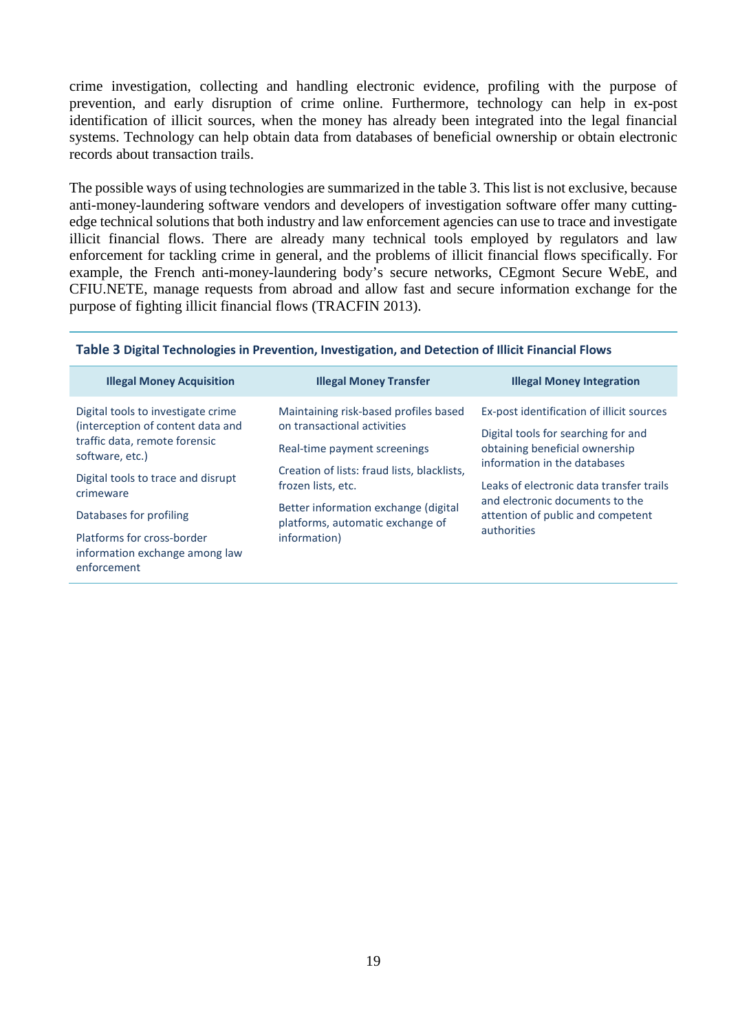crime investigation, collecting and handling electronic evidence, profiling with the purpose of prevention, and early disruption of crime online. Furthermore, technology can help in ex-post identification of illicit sources, when the money has already been integrated into the legal financial systems. Technology can help obtain data from databases of beneficial ownership or obtain electronic records about transaction trails.

The possible ways of using technologies are summarized in the table 3. This list is not exclusive, because anti-money-laundering software vendors and developers of investigation software offer many cutting-edge technical solutions that both industry and law enforcement agencies can use to trace and investigate illicit financial flows. There are already many technical tools employed by regulators and law enforcement for tackling crime in general, and the problems of illicit financial flows specifically. For example, the French anti-money-laundering body's secure networks, CEgmont Secure WebE, and CFIU.NETE, manage requests from abroad and allow fast and secure information exchange for the purpose of fighting illicit financial flows (TRACFIN 2013).

**Table 3 Digital Technologies in Prevention, Investigation, and Detection of Illicit Financial Flows**

| Illegal Money Acquisition | Illegal Money Transfer | Illegal Money Integration |
|---|---|---|
| Digital tools to investigate crime (interception of content data and traffic data, remote forensic software, etc.) | Maintaining risk-based profiles based on transactional activities | Ex-post identification of illicit sources |
| Digital tools to trace and disrupt crimeware | Real-time payment screenings | Digital tools for searching for and obtaining beneficial ownership information in the databases |
| Databases for profiling | Creation of lists: fraud lists, blacklists, frozen lists, etc. | Leaks of electronic data transfer trails and electronic documents to the attention of public and competent authorities |
| Platforms for cross-border information exchange among law enforcement | Better information exchange (digital platforms, automatic exchange of information) | |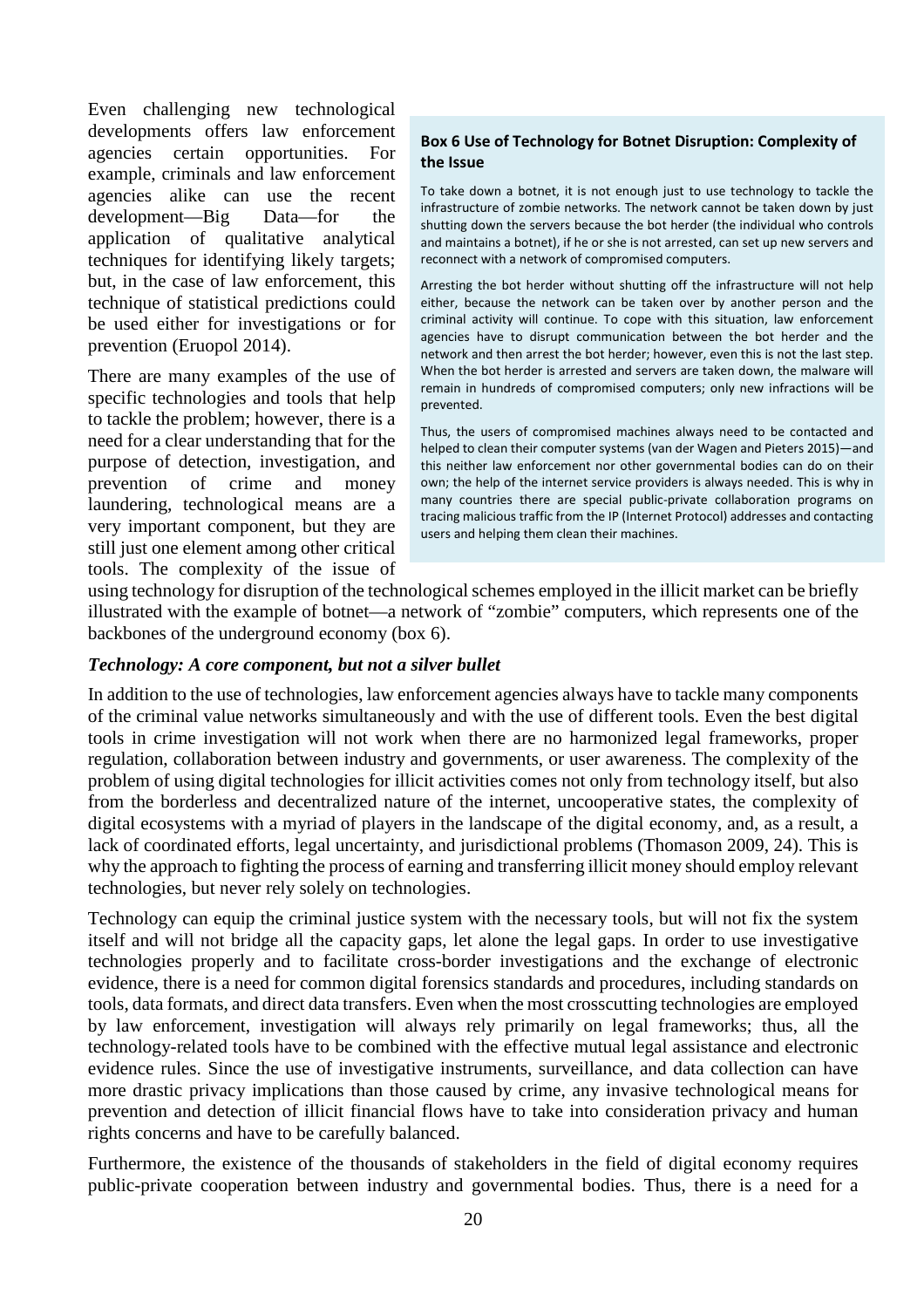Even challenging new technological developments offers law enforcement agencies certain opportunities. For example, criminals and law enforcement agencies alike can use the recent development—Big Data—for the application of qualitative analytical techniques for identifying likely targets; but, in the case of law enforcement, this technique of statistical predictions could be used either for investigations or for prevention (Eruopol 2014).

There are many examples of the use of specific technologies and tools that help to tackle the problem; however, there is a need for a clear understanding that for the purpose of detection, investigation, and prevention of crime and money laundering, technological means are a very important component, but they are still just one element among other critical tools. The complexity of the issue of using technology for disruption of the technological schemes employed in the illicit market can be briefly illustrated with the example of botnet—a network of "zombie" computers, which represents one of the backbones of the underground economy (box 6).

> **Box 6 Use of Technology for Botnet Disruption: Complexity of the Issue**
>
> To take down a botnet, it is not enough just to use technology to tackle the infrastructure of zombie networks. The network cannot be taken down by just shutting down the servers because the bot herder (the individual who controls and maintains a botnet), if he or she is not arrested, can set up new servers and reconnect with a network of compromised computers.
>
> Arresting the bot herder without shutting off the infrastructure will not help either, because the network can be taken over by another person and the criminal activity will continue. To cope with this situation, law enforcement agencies have to disrupt communication between the bot herder and the network and then arrest the bot herder; however, even this is not the last step. When the bot herder is arrested and servers are taken down, the malware will remain in hundreds of compromised computers; only new infractions will be prevented.
>
> Thus, the users of compromised machines always need to be contacted and helped to clean their computer systems (van der Wagen and Pieters 2015)—and this neither law enforcement nor other governmental bodies can do on their own; the help of the internet service providers is always needed. This is why in many countries there are special public-private collaboration programs on tracing malicious traffic from the IP (Internet Protocol) addresses and contacting users and helping them clean their machines.

***Technology: A core component, but not a silver bullet***

In addition to the use of technologies, law enforcement agencies always have to tackle many components of the criminal value networks simultaneously and with the use of different tools. Even the best digital tools in crime investigation will not work when there are no harmonized legal frameworks, proper regulation, collaboration between industry and governments, or user awareness. The complexity of the problem of using digital technologies for illicit activities comes not only from technology itself, but also from the borderless and decentralized nature of the internet, uncooperative states, the complexity of digital ecosystems with a myriad of players in the landscape of the digital economy, and, as a result, a lack of coordinated efforts, legal uncertainty, and jurisdictional problems (Thomason 2009, 24). This is why the approach to fighting the process of earning and transferring illicit money should employ relevant technologies, but never rely solely on technologies.

Technology can equip the criminal justice system with the necessary tools, but will not fix the system itself and will not bridge all the capacity gaps, let alone the legal gaps. In order to use investigative technologies properly and to facilitate cross-border investigations and the exchange of electronic evidence, there is a need for common digital forensics standards and procedures, including standards on tools, data formats, and direct data transfers. Even when the most crosscutting technologies are employed by law enforcement, investigation will always rely primarily on legal frameworks; thus, all the technology-related tools have to be combined with the effective mutual legal assistance and electronic evidence rules. Since the use of investigative instruments, surveillance, and data collection can have more drastic privacy implications than those caused by crime, any invasive technological means for prevention and detection of illicit financial flows have to take into consideration privacy and human rights concerns and have to be carefully balanced.

Furthermore, the existence of the thousands of stakeholders in the field of digital economy requires public-private cooperation between industry and governmental bodies. Thus, there is a need for a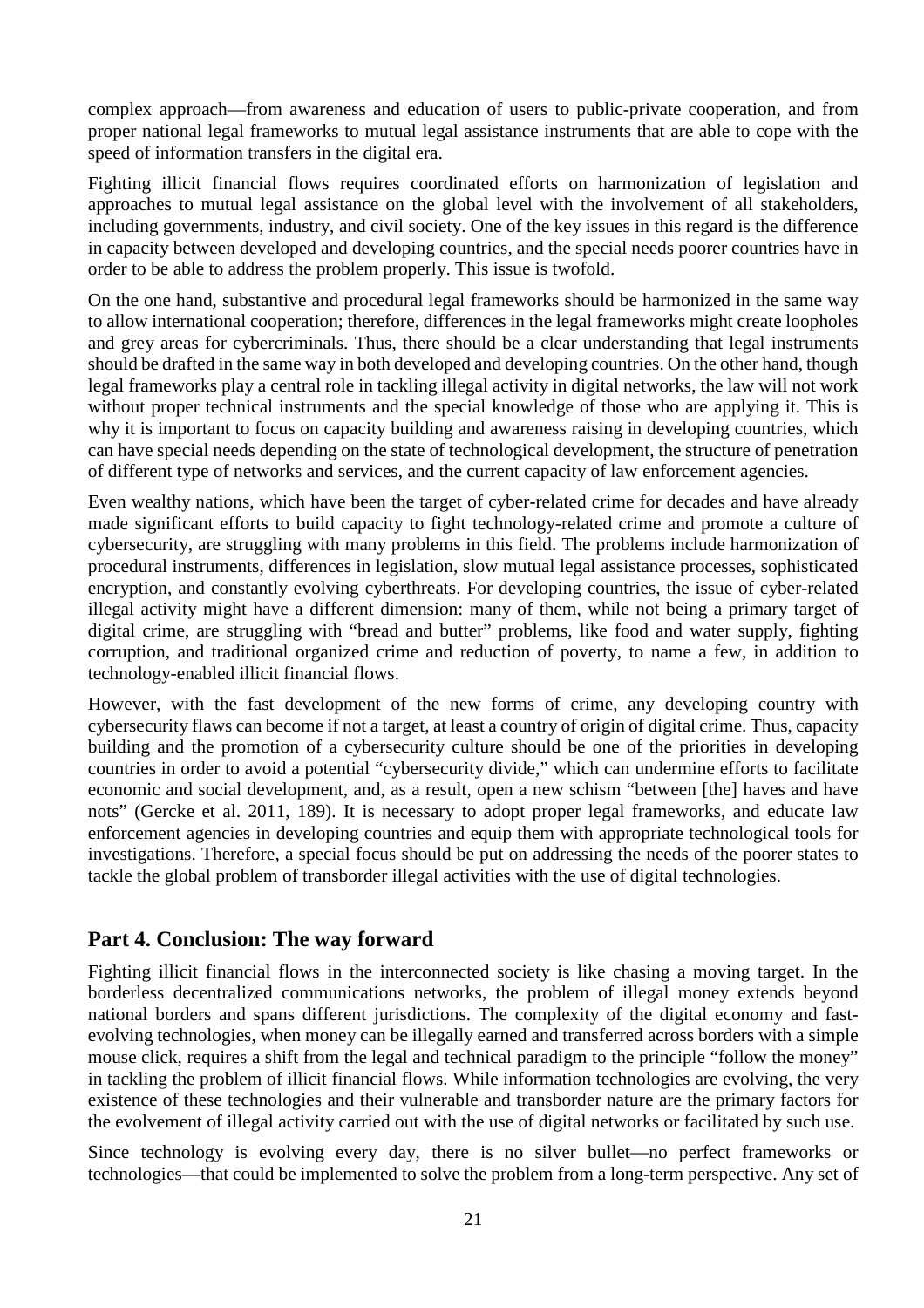complex approach—from awareness and education of users to public-private cooperation, and from proper national legal frameworks to mutual legal assistance instruments that are able to cope with the speed of information transfers in the digital era.

Fighting illicit financial flows requires coordinated efforts on harmonization of legislation and approaches to mutual legal assistance on the global level with the involvement of all stakeholders, including governments, industry, and civil society. One of the key issues in this regard is the difference in capacity between developed and developing countries, and the special needs poorer countries have in order to be able to address the problem properly. This issue is twofold.

On the one hand, substantive and procedural legal frameworks should be harmonized in the same way to allow international cooperation; therefore, differences in the legal frameworks might create loopholes and grey areas for cybercriminals. Thus, there should be a clear understanding that legal instruments should be drafted in the same way in both developed and developing countries. On the other hand, though legal frameworks play a central role in tackling illegal activity in digital networks, the law will not work without proper technical instruments and the special knowledge of those who are applying it. This is why it is important to focus on capacity building and awareness raising in developing countries, which can have special needs depending on the state of technological development, the structure of penetration of different type of networks and services, and the current capacity of law enforcement agencies.

Even wealthy nations, which have been the target of cyber-related crime for decades and have already made significant efforts to build capacity to fight technology-related crime and promote a culture of cybersecurity, are struggling with many problems in this field. The problems include harmonization of procedural instruments, differences in legislation, slow mutual legal assistance processes, sophisticated encryption, and constantly evolving cyberthreats. For developing countries, the issue of cyber-related illegal activity might have a different dimension: many of them, while not being a primary target of digital crime, are struggling with "bread and butter" problems, like food and water supply, fighting corruption, and traditional organized crime and reduction of poverty, to name a few, in addition to technology-enabled illicit financial flows.

However, with the fast development of the new forms of crime, any developing country with cybersecurity flaws can become if not a target, at least a country of origin of digital crime. Thus, capacity building and the promotion of a cybersecurity culture should be one of the priorities in developing countries in order to avoid a potential "cybersecurity divide," which can undermine efforts to facilitate economic and social development, and, as a result, open a new schism "between [the] haves and have nots" (Gercke et al. 2011, 189). It is necessary to adopt proper legal frameworks, and educate law enforcement agencies in developing countries and equip them with appropriate technological tools for investigations. Therefore, a special focus should be put on addressing the needs of the poorer states to tackle the global problem of transborder illegal activities with the use of digital technologies.

## Part 4. Conclusion: The way forward

Fighting illicit financial flows in the interconnected society is like chasing a moving target. In the borderless decentralized communications networks, the problem of illegal money extends beyond national borders and spans different jurisdictions. The complexity of the digital economy and fast-evolving technologies, when money can be illegally earned and transferred across borders with a simple mouse click, requires a shift from the legal and technical paradigm to the principle "follow the money" in tackling the problem of illicit financial flows. While information technologies are evolving, the very existence of these technologies and their vulnerable and transborder nature are the primary factors for the evolvement of illegal activity carried out with the use of digital networks or facilitated by such use.

Since technology is evolving every day, there is no silver bullet—no perfect frameworks or technologies—that could be implemented to solve the problem from a long-term perspective. Any set of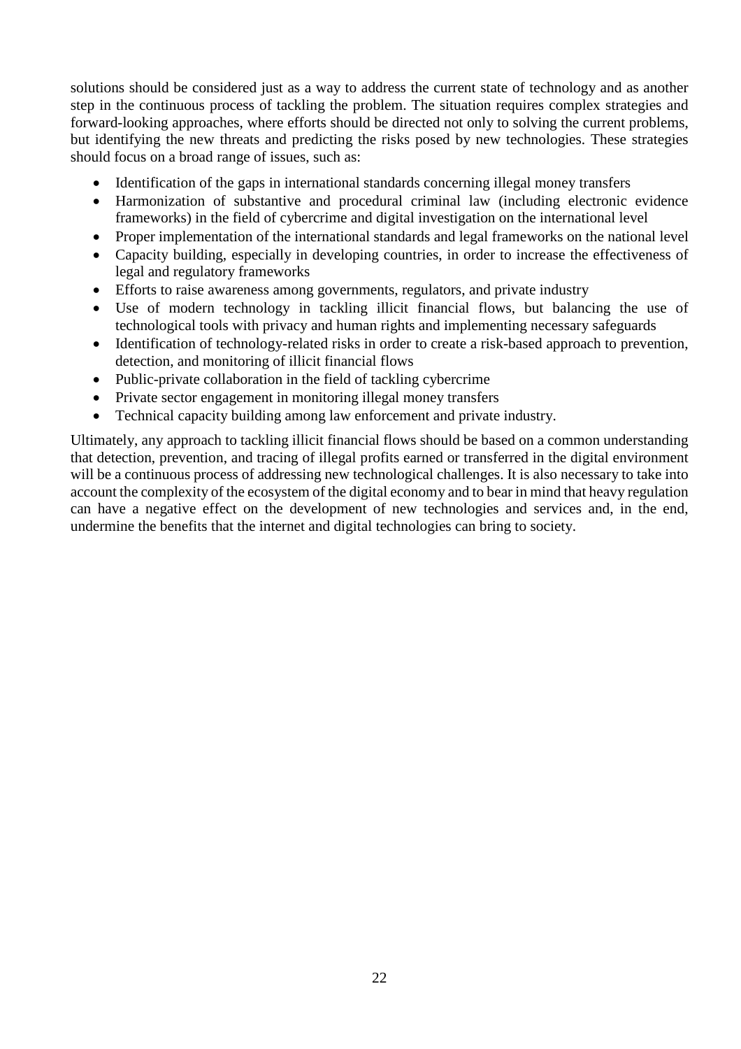solutions should be considered just as a way to address the current state of technology and as another step in the continuous process of tackling the problem. The situation requires complex strategies and forward-looking approaches, where efforts should be directed not only to solving the current problems, but identifying the new threats and predicting the risks posed by new technologies. These strategies should focus on a broad range of issues, such as:

- Identification of the gaps in international standards concerning illegal money transfers
- Harmonization of substantive and procedural criminal law (including electronic evidence frameworks) in the field of cybercrime and digital investigation on the international level
- Proper implementation of the international standards and legal frameworks on the national level
- Capacity building, especially in developing countries, in order to increase the effectiveness of legal and regulatory frameworks
- Efforts to raise awareness among governments, regulators, and private industry
- Use of modern technology in tackling illicit financial flows, but balancing the use of technological tools with privacy and human rights and implementing necessary safeguards
- Identification of technology-related risks in order to create a risk-based approach to prevention, detection, and monitoring of illicit financial flows
- Public-private collaboration in the field of tackling cybercrime
- Private sector engagement in monitoring illegal money transfers
- Technical capacity building among law enforcement and private industry.

Ultimately, any approach to tackling illicit financial flows should be based on a common understanding that detection, prevention, and tracing of illegal profits earned or transferred in the digital environment will be a continuous process of addressing new technological challenges. It is also necessary to take into account the complexity of the ecosystem of the digital economy and to bear in mind that heavy regulation can have a negative effect on the development of new technologies and services and, in the end, undermine the benefits that the internet and digital technologies can bring to society.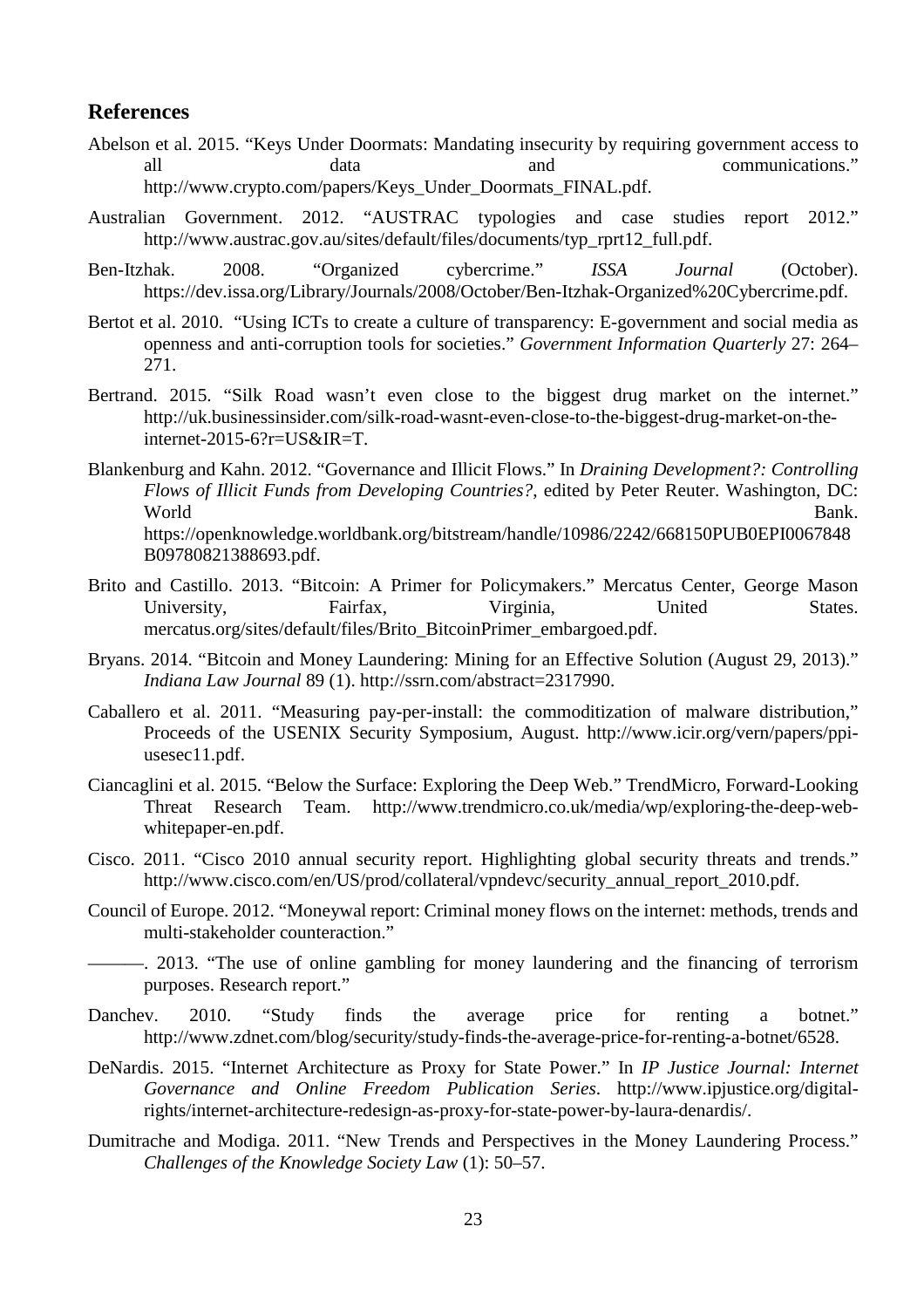## References

Abelson et al. 2015. "Keys Under Doormats: Mandating insecurity by requiring government access to all data and communications." http://www.crypto.com/papers/Keys_Under_Doormats_FINAL.pdf.

Australian Government. 2012. "AUSTRAC typologies and case studies report 2012." http://www.austrac.gov.au/sites/default/files/documents/typ_rprt12_full.pdf.

Ben-Itzhak. 2008. "Organized cybercrime." *ISSA Journal* (October). https://dev.issa.org/Library/Journals/2008/October/Ben-Itzhak-Organized%20Cybercrime.pdf.

Bertot et al. 2010. "Using ICTs to create a culture of transparency: E-government and social media as openness and anti-corruption tools for societies." *Government Information Quarterly* 27: 264–271.

Bertrand. 2015. "Silk Road wasn't even close to the biggest drug market on the internet." http://uk.businessinsider.com/silk-road-wasnt-even-close-to-the-biggest-drug-market-on-the-internet-2015-6?r=US&IR=T.

Blankenburg and Kahn. 2012. "Governance and Illicit Flows." In *Draining Development?: Controlling Flows of Illicit Funds from Developing Countries?*, edited by Peter Reuter. Washington, DC: World Bank. https://openknowledge.worldbank.org/bitstream/handle/10986/2242/668150PUB0EPI0067848B09780821388693.pdf.

Brito and Castillo. 2013. "Bitcoin: A Primer for Policymakers." Mercatus Center, George Mason University, Fairfax, Virginia, United States. mercatus.org/sites/default/files/Brito_BitcoinPrimer_embargoed.pdf.

Bryans. 2014. "Bitcoin and Money Laundering: Mining for an Effective Solution (August 29, 2013)." *Indiana Law Journal* 89 (1). http://ssrn.com/abstract=2317990.

Caballero et al. 2011. "Measuring pay-per-install: the commoditization of malware distribution," Proceeds of the USENIX Security Symposium, August. http://www.icir.org/vern/papers/ppi-usesec11.pdf.

Ciancaglini et al. 2015. "Below the Surface: Exploring the Deep Web." TrendMicro, Forward-Looking Threat Research Team. http://www.trendmicro.co.uk/media/wp/exploring-the-deep-web-whitepaper-en.pdf.

Cisco. 2011. "Cisco 2010 annual security report. Highlighting global security threats and trends." http://www.cisco.com/en/US/prod/collateral/vpndevc/security_annual_report_2010.pdf.

Council of Europe. 2012. "Moneywal report: Criminal money flows on the internet: methods, trends and multi-stakeholder counteraction."

———. 2013. "The use of online gambling for money laundering and the financing of terrorism purposes. Research report."

Danchev. 2010. "Study finds the average price for renting a botnet." http://www.zdnet.com/blog/security/study-finds-the-average-price-for-renting-a-botnet/6528.

DeNardis. 2015. "Internet Architecture as Proxy for State Power." In *IP Justice Journal: Internet Governance and Online Freedom Publication Series*. http://www.ipjustice.org/digital-rights/internet-architecture-redesign-as-proxy-for-state-power-by-laura-denardis/.

Dumitrache and Modiga. 2011. "New Trends and Perspectives in the Money Laundering Process." *Challenges of the Knowledge Society Law* (1): 50–57.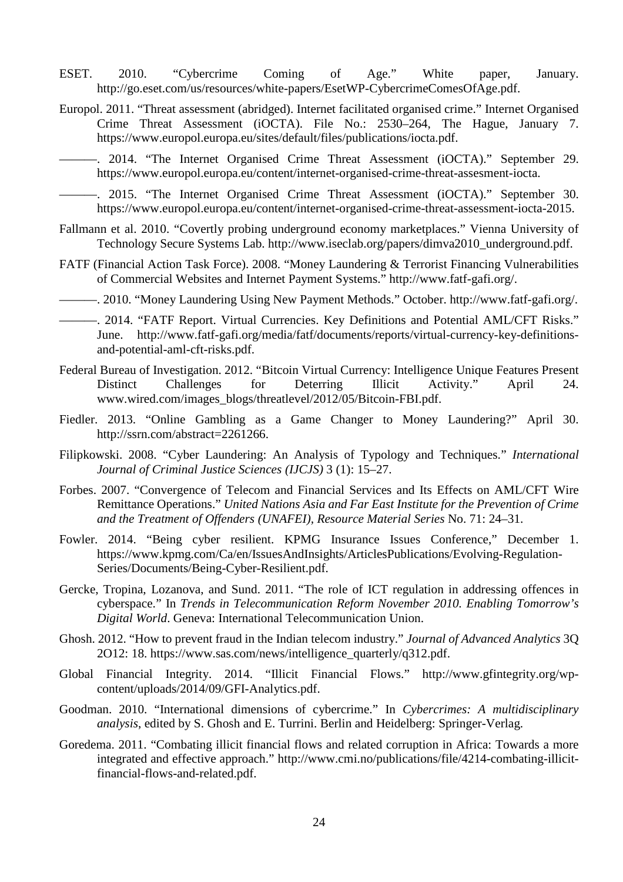ESET. 2010. "Cybercrime Coming of Age." White paper, January. http://go.eset.com/us/resources/white-papers/EsetWP-CybercrimeComesOfAge.pdf.

Europol. 2011. "Threat assessment (abridged). Internet facilitated organised crime." Internet Organised Crime Threat Assessment (iOCTA). File No.: 2530–264, The Hague, January 7. https://www.europol.europa.eu/sites/default/files/publications/iocta.pdf.

———. 2014. "The Internet Organised Crime Threat Assessment (iOCTA)." September 29. https://www.europol.europa.eu/content/internet-organised-crime-threat-assesment-iocta.

———. 2015. "The Internet Organised Crime Threat Assessment (iOCTA)." September 30. https://www.europol.europa.eu/content/internet-organised-crime-threat-assessment-iocta-2015.

Fallmann et al. 2010. "Covertly probing underground economy marketplaces." Vienna University of Technology Secure Systems Lab. http://www.iseclab.org/papers/dimva2010_underground.pdf.

FATF (Financial Action Task Force). 2008. "Money Laundering & Terrorist Financing Vulnerabilities of Commercial Websites and Internet Payment Systems." http://www.fatf-gafi.org/.

———. 2010. "Money Laundering Using New Payment Methods." October. http://www.fatf-gafi.org/.

———. 2014. "FATF Report. Virtual Currencies. Key Definitions and Potential AML/CFT Risks." June. http://www.fatf-gafi.org/media/fatf/documents/reports/virtual-currency-key-definitions-and-potential-aml-cft-risks.pdf.

Federal Bureau of Investigation. 2012. "Bitcoin Virtual Currency: Intelligence Unique Features Present Distinct Challenges for Deterring Illicit Activity." April 24. www.wired.com/images_blogs/threatlevel/2012/05/Bitcoin-FBI.pdf.

Fiedler. 2013. "Online Gambling as a Game Changer to Money Laundering?" April 30. http://ssrn.com/abstract=2261266.

Filipkowski. 2008. "Cyber Laundering: An Analysis of Typology and Techniques." *International Journal of Criminal Justice Sciences (IJCJS)* 3 (1): 15–27.

Forbes. 2007. "Convergence of Telecom and Financial Services and Its Effects on AML/CFT Wire Remittance Operations." *United Nations Asia and Far East Institute for the Prevention of Crime and the Treatment of Offenders (UNAFEI), Resource Material Series* No. 71: 24–31.

Fowler. 2014. "Being cyber resilient. KPMG Insurance Issues Conference," December 1. https://www.kpmg.com/Ca/en/IssuesAndInsights/ArticlesPublications/Evolving-Regulation-Series/Documents/Being-Cyber-Resilient.pdf.

Gercke, Tropina, Lozanova, and Sund. 2011. "The role of ICT regulation in addressing offences in cyberspace." In *Trends in Telecommunication Reform November 2010. Enabling Tomorrow's Digital World*. Geneva: International Telecommunication Union.

Ghosh. 2012. "How to prevent fraud in the Indian telecom industry." *Journal of Advanced Analytics* 3Q 2O12: 18. https://www.sas.com/news/intelligence_quarterly/q312.pdf.

Global Financial Integrity. 2014. "Illicit Financial Flows." http://www.gfintegrity.org/wp-content/uploads/2014/09/GFI-Analytics.pdf.

Goodman. 2010. "International dimensions of cybercrime." In *Cybercrimes: A multidisciplinary analysis*, edited by S. Ghosh and E. Turrini. Berlin and Heidelberg: Springer-Verlag.

Goredema. 2011. "Combating illicit financial flows and related corruption in Africa: Towards a more integrated and effective approach." http://www.cmi.no/publications/file/4214-combating-illicit-financial-flows-and-related.pdf.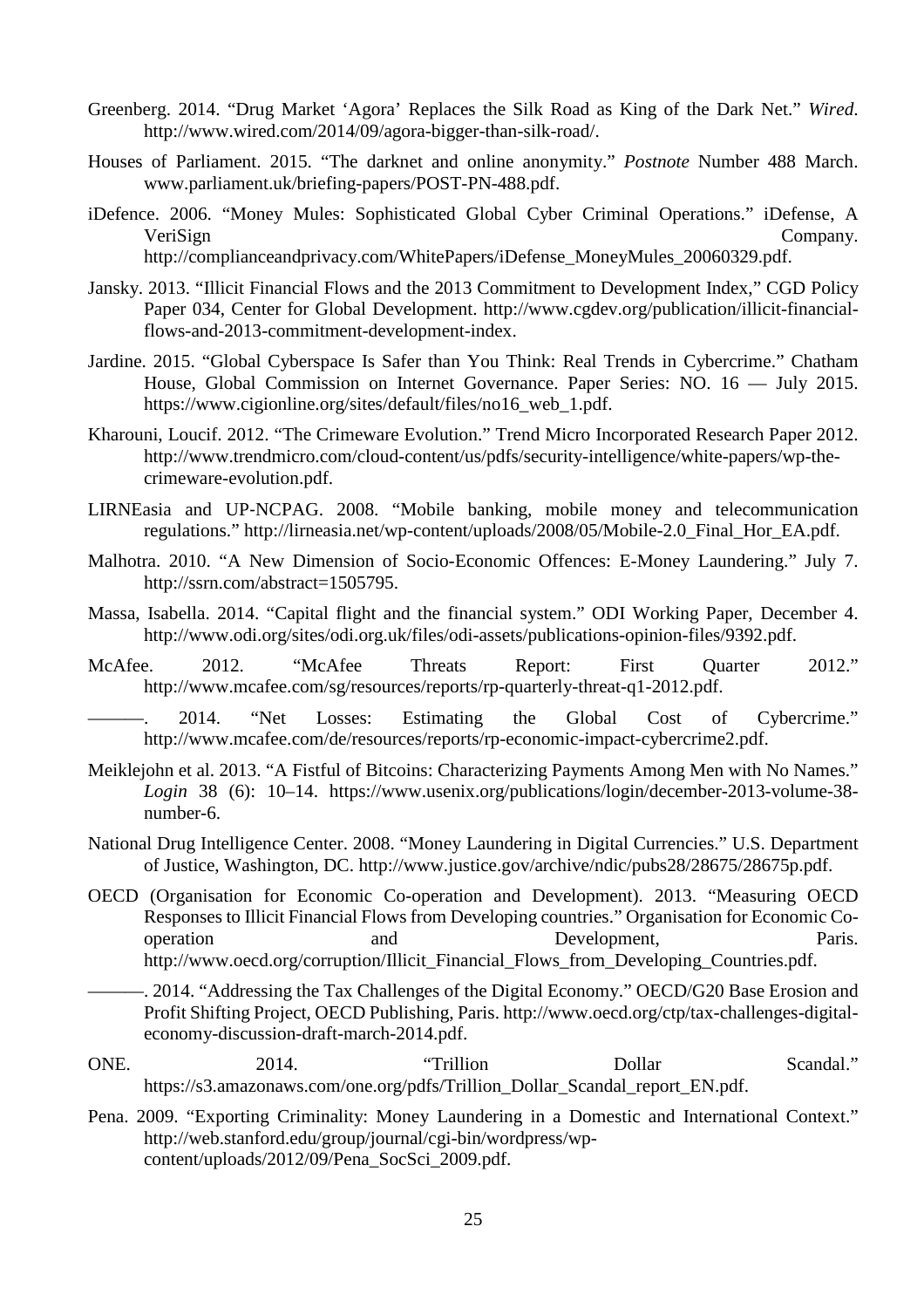Greenberg. 2014. "Drug Market 'Agora' Replaces the Silk Road as King of the Dark Net." *Wired*. http://www.wired.com/2014/09/agora-bigger-than-silk-road/.

Houses of Parliament. 2015. "The darknet and online anonymity." *Postnote* Number 488 March. www.parliament.uk/briefing-papers/POST-PN-488.pdf.

iDefence. 2006. "Money Mules: Sophisticated Global Cyber Criminal Operations." iDefense, A VeriSign Company. http://complianceandprivacy.com/WhitePapers/iDefense_MoneyMules_20060329.pdf.

Jansky. 2013. "Illicit Financial Flows and the 2013 Commitment to Development Index," CGD Policy Paper 034, Center for Global Development. http://www.cgdev.org/publication/illicit-financial-flows-and-2013-commitment-development-index.

Jardine. 2015. "Global Cyberspace Is Safer than You Think: Real Trends in Cybercrime." Chatham House, Global Commission on Internet Governance. Paper Series: NO. 16 — July 2015. https://www.cigionline.org/sites/default/files/no16_web_1.pdf.

Kharouni, Loucif. 2012. "The Crimeware Evolution." Trend Micro Incorporated Research Paper 2012. http://www.trendmicro.com/cloud-content/us/pdfs/security-intelligence/white-papers/wp-the-crimeware-evolution.pdf.

LIRNEasia and UP-NCPAG. 2008. "Mobile banking, mobile money and telecommunication regulations." http://lirneasia.net/wp-content/uploads/2008/05/Mobile-2.0_Final_Hor_EA.pdf.

Malhotra. 2010. "A New Dimension of Socio-Economic Offences: E-Money Laundering." July 7. http://ssrn.com/abstract=1505795.

Massa, Isabella. 2014. "Capital flight and the financial system." ODI Working Paper, December 4. http://www.odi.org/sites/odi.org.uk/files/odi-assets/publications-opinion-files/9392.pdf.

McAfee. 2012. "McAfee Threats Report: First Quarter 2012." http://www.mcafee.com/sg/resources/reports/rp-quarterly-threat-q1-2012.pdf.

———. 2014. "Net Losses: Estimating the Global Cost of Cybercrime." http://www.mcafee.com/de/resources/reports/rp-economic-impact-cybercrime2.pdf.

Meiklejohn et al. 2013. "A Fistful of Bitcoins: Characterizing Payments Among Men with No Names." *Login* 38 (6): 10–14. https://www.usenix.org/publications/login/december-2013-volume-38-number-6.

National Drug Intelligence Center. 2008. "Money Laundering in Digital Currencies." U.S. Department of Justice, Washington, DC. http://www.justice.gov/archive/ndic/pubs28/28675/28675p.pdf.

OECD (Organisation for Economic Co-operation and Development). 2013. "Measuring OECD Responses to Illicit Financial Flows from Developing countries." Organisation for Economic Co-operation and Development, Paris. http://www.oecd.org/corruption/Illicit_Financial_Flows_from_Developing_Countries.pdf.

———. 2014. "Addressing the Tax Challenges of the Digital Economy." OECD/G20 Base Erosion and Profit Shifting Project, OECD Publishing, Paris. http://www.oecd.org/ctp/tax-challenges-digital-economy-discussion-draft-march-2014.pdf.

ONE. 2014. "Trillion Dollar Scandal." https://s3.amazonaws.com/one.org/pdfs/Trillion_Dollar_Scandal_report_EN.pdf.

Pena. 2009. "Exporting Criminality: Money Laundering in a Domestic and International Context." http://web.stanford.edu/group/journal/cgi-bin/wordpress/wp-content/uploads/2012/09/Pena_SocSci_2009.pdf.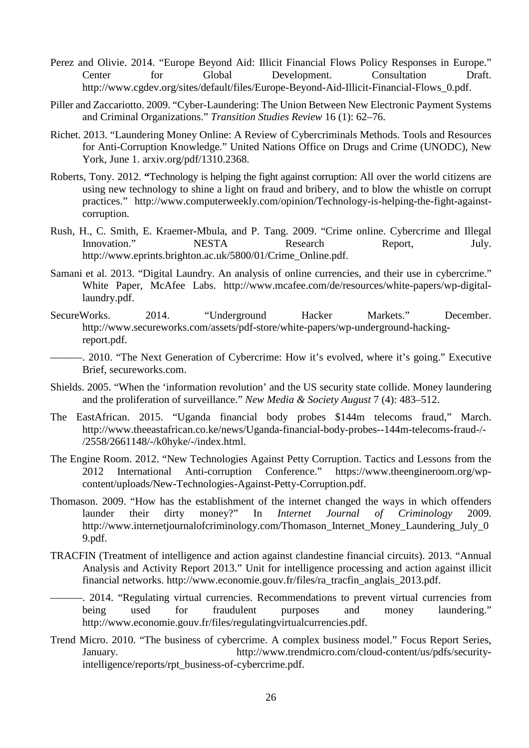Perez and Olivie. 2014. "Europe Beyond Aid: Illicit Financial Flows Policy Responses in Europe." Center for Global Development. Consultation Draft. http://www.cgdev.org/sites/default/files/Europe-Beyond-Aid-Illicit-Financial-Flows_0.pdf.

Piller and Zaccariotto. 2009. "Cyber-Laundering: The Union Between New Electronic Payment Systems and Criminal Organizations." *Transition Studies Review* 16 (1): 62–76.

Richet. 2013. "Laundering Money Online: A Review of Cybercriminals Methods. Tools and Resources for Anti-Corruption Knowledge." United Nations Office on Drugs and Crime (UNODC), New York, June 1. arxiv.org/pdf/1310.2368.

Roberts, Tony. 2012. "Technology is helping the fight against corruption: All over the world citizens are using new technology to shine a light on fraud and bribery, and to blow the whistle on corrupt practices." http://www.computerweekly.com/opinion/Technology-is-helping-the-fight-against-corruption.

Rush, H., C. Smith, E. Kraemer-Mbula, and P. Tang. 2009. "Crime online. Cybercrime and Illegal Innovation." NESTA Research Report, July. http://www.eprints.brighton.ac.uk/5800/01/Crime_Online.pdf.

Samani et al. 2013. "Digital Laundry. An analysis of online currencies, and their use in cybercrime." White Paper, McAfee Labs. http://www.mcafee.com/de/resources/white-papers/wp-digital-laundry.pdf.

SecureWorks. 2014. "Underground Hacker Markets." December. http://www.secureworks.com/assets/pdf-store/white-papers/wp-underground-hacking-report.pdf.

———. 2010. "The Next Generation of Cybercrime: How it's evolved, where it's going." Executive Brief, secureworks.com.

Shields. 2005. "When the 'information revolution' and the US security state collide. Money laundering and the proliferation of surveillance." *New Media & Society August* 7 (4): 483–512.

The EastAfrican. 2015. "Uganda financial body probes $144m telecoms fraud," March. http://www.theeastafrican.co.ke/news/Uganda-financial-body-probes--144m-telecoms-fraud-/-/2558/2661148/-/k0hyke/-/index.html.

The Engine Room. 2012. "New Technologies Against Petty Corruption. Tactics and Lessons from the 2012 International Anti-corruption Conference." https://www.theengineroom.org/wp-content/uploads/New-Technologies-Against-Petty-Corruption.pdf.

Thomason. 2009. "How has the establishment of the internet changed the ways in which offenders launder their dirty money?" In *Internet Journal of Criminology* 2009. http://www.internetjournalofcriminology.com/Thomason_Internet_Money_Laundering_July_09.pdf.

TRACFIN (Treatment of intelligence and action against clandestine financial circuits). 2013. "Annual Analysis and Activity Report 2013." Unit for intelligence processing and action against illicit financial networks. http://www.economie.gouv.fr/files/ra_tracfin_anglais_2013.pdf.

———. 2014. "Regulating virtual currencies. Recommendations to prevent virtual currencies from being used for fraudulent purposes and money laundering." http://www.economie.gouv.fr/files/regulatingvirtualcurrencies.pdf.

Trend Micro. 2010. "The business of cybercrime. A complex business model." Focus Report Series, January. http://www.trendmicro.com/cloud-content/us/pdfs/security-intelligence/reports/rpt_business-of-cybercrime.pdf.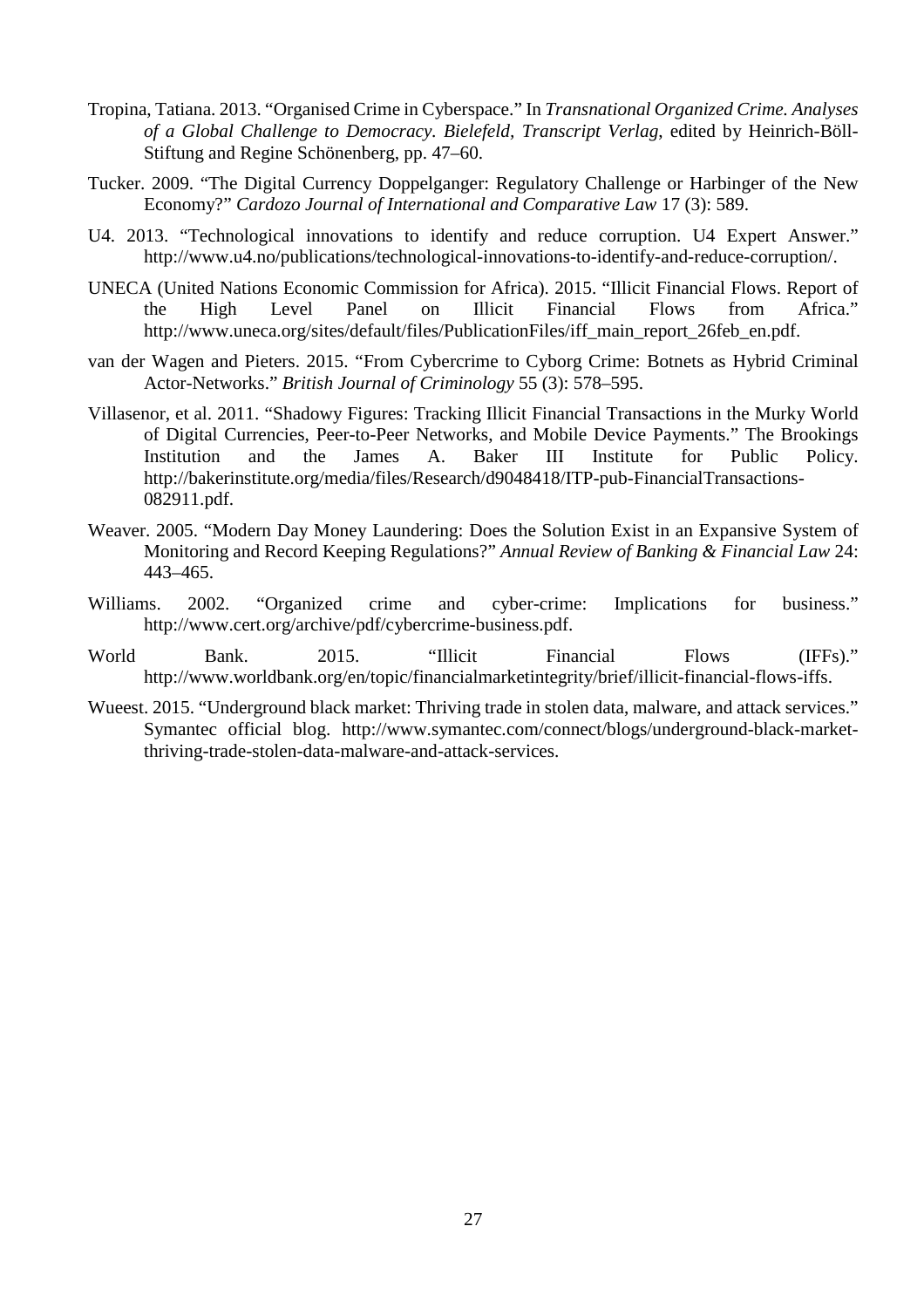Tropina, Tatiana. 2013. "Organised Crime in Cyberspace." In *Transnational Organized Crime. Analyses of a Global Challenge to Democracy. Bielefeld, Transcript Verlag*, edited by Heinrich-Böll-Stiftung and Regine Schönenberg, pp. 47–60.

Tucker. 2009. "The Digital Currency Doppelganger: Regulatory Challenge or Harbinger of the New Economy?" *Cardozo Journal of International and Comparative Law* 17 (3): 589.

U4. 2013. "Technological innovations to identify and reduce corruption. U4 Expert Answer." http://www.u4.no/publications/technological-innovations-to-identify-and-reduce-corruption/.

UNECA (United Nations Economic Commission for Africa). 2015. "Illicit Financial Flows. Report of the High Level Panel on Illicit Financial Flows from Africa." http://www.uneca.org/sites/default/files/PublicationFiles/iff_main_report_26feb_en.pdf.

van der Wagen and Pieters. 2015. "From Cybercrime to Cyborg Crime: Botnets as Hybrid Criminal Actor-Networks." *British Journal of Criminology* 55 (3): 578–595.

Villasenor, et al. 2011. "Shadowy Figures: Tracking Illicit Financial Transactions in the Murky World of Digital Currencies, Peer-to-Peer Networks, and Mobile Device Payments." The Brookings Institution and the James A. Baker III Institute for Public Policy. http://bakerinstitute.org/media/files/Research/d9048418/ITP-pub-FinancialTransactions-082911.pdf.

Weaver. 2005. "Modern Day Money Laundering: Does the Solution Exist in an Expansive System of Monitoring and Record Keeping Regulations?" *Annual Review of Banking & Financial Law* 24: 443–465.

Williams. 2002. "Organized crime and cyber-crime: Implications for business." http://www.cert.org/archive/pdf/cybercrime-business.pdf.

World Bank. 2015. "Illicit Financial Flows (IFFs)." http://www.worldbank.org/en/topic/financialmarketintegrity/brief/illicit-financial-flows-iffs.

Wueest. 2015. "Underground black market: Thriving trade in stolen data, malware, and attack services." Symantec official blog. http://www.symantec.com/connect/blogs/underground-black-market-thriving-trade-stolen-data-malware-and-attack-services.